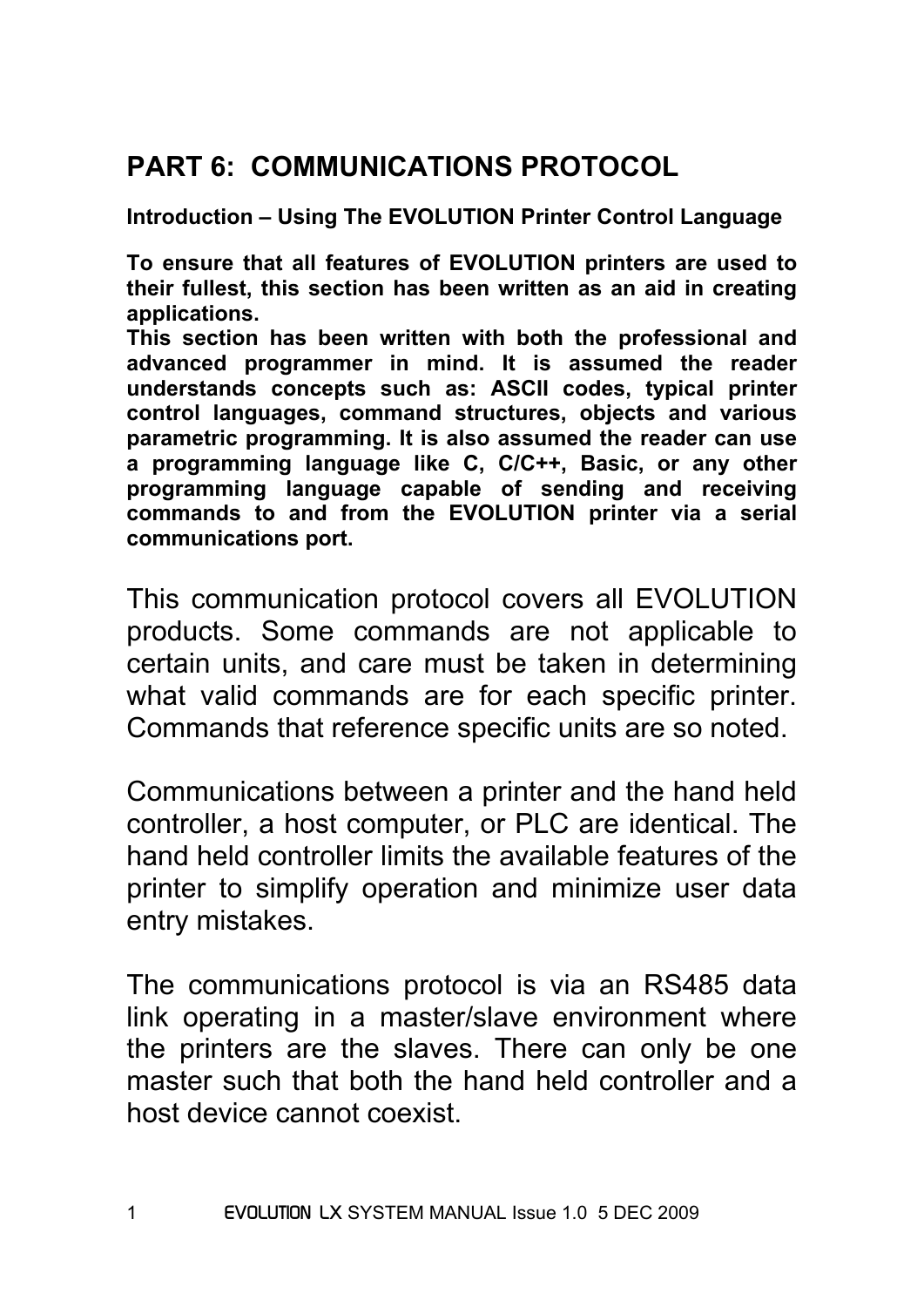# PART 6: COMMUNICATIONS PROTOCOL

**Introduction – Using The EVOLUTION Printer Control Language**

**To ensure that all features of EVOLUTION printers are used to their fullest, this section has been written as an aid in creating applications.**
**This section has been written with both the professional and advanced programmer in mind. It is assumed the reader understands concepts such as: ASCII codes, typical printer control languages, command structures, objects and various parametric programming. It is also assumed the reader can use a programming language like C, C/C++, Basic, or any other programming language capable of sending and receiving commands to and from the EVOLUTION printer via a serial communications port.**

This communication protocol covers all EVOLUTION products. Some commands are not applicable to certain units, and care must be taken in determining what valid commands are for each specific printer. Commands that reference specific units are so noted.

Communications between a printer and the hand held controller, a host computer, or PLC are identical. The hand held controller limits the available features of the printer to simplify operation and minimize user data entry mistakes.

The communications protocol is via an RS485 data link operating in a master/slave environment where the printers are the slaves. There can only be one master such that both the hand held controller and a host device cannot coexist.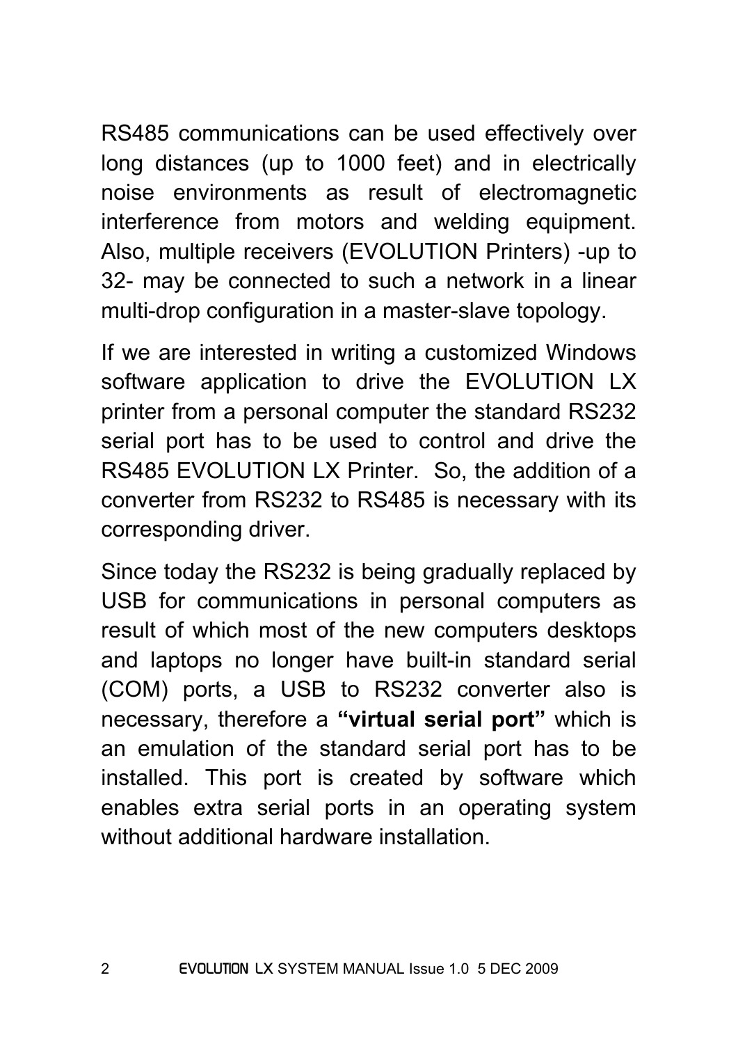RS485 communications can be used effectively over long distances (up to 1000 feet) and in electrically noise environments as result of electromagnetic interference from motors and welding equipment. Also, multiple receivers (EVOLUTION Printers) -up to 32- may be connected to such a network in a linear multi-drop configuration in a master-slave topology.

If we are interested in writing a customized Windows software application to drive the EVOLUTION LX printer from a personal computer the standard RS232 serial port has to be used to control and drive the RS485 EVOLUTION LX Printer. So, the addition of a converter from RS232 to RS485 is necessary with its corresponding driver.

Since today the RS232 is being gradually replaced by USB for communications in personal computers as result of which most of the new computers desktops and laptops no longer have built-in standard serial (COM) ports, a USB to RS232 converter also is necessary, therefore a **“virtual serial port”** which is an emulation of the standard serial port has to be installed. This port is created by software which enables extra serial ports in an operating system without additional hardware installation.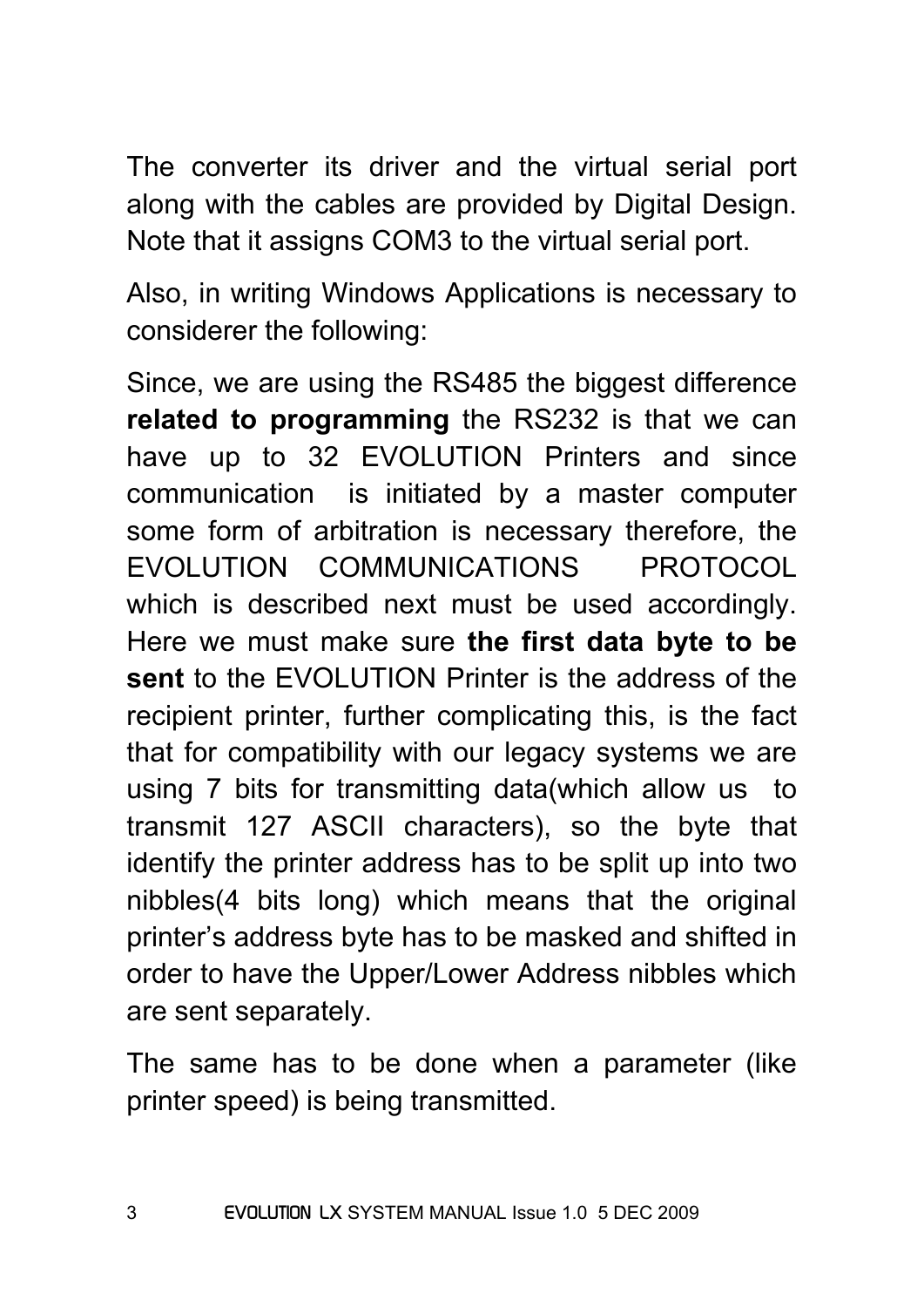The converter its driver and the virtual serial port along with the cables are provided by Digital Design. Note that it assigns COM3 to the virtual serial port.

Also, in writing Windows Applications is necessary to considerer the following:

Since, we are using the RS485 the biggest difference **related to programming** the RS232 is that we can have up to 32 EVOLUTION Printers and since communication is initiated by a master computer some form of arbitration is necessary therefore, the EVOLUTION COMMUNICATIONS PROTOCOL which is described next must be used accordingly. Here we must make sure **the first data byte to be sent** to the EVOLUTION Printer is the address of the recipient printer, further complicating this, is the fact that for compatibility with our legacy systems we are using 7 bits for transmitting data(which allow us to transmit 127 ASCII characters), so the byte that identify the printer address has to be split up into two nibbles(4 bits long) which means that the original printer's address byte has to be masked and shifted in order to have the Upper/Lower Address nibbles which are sent separately.

The same has to be done when a parameter (like printer speed) is being transmitted.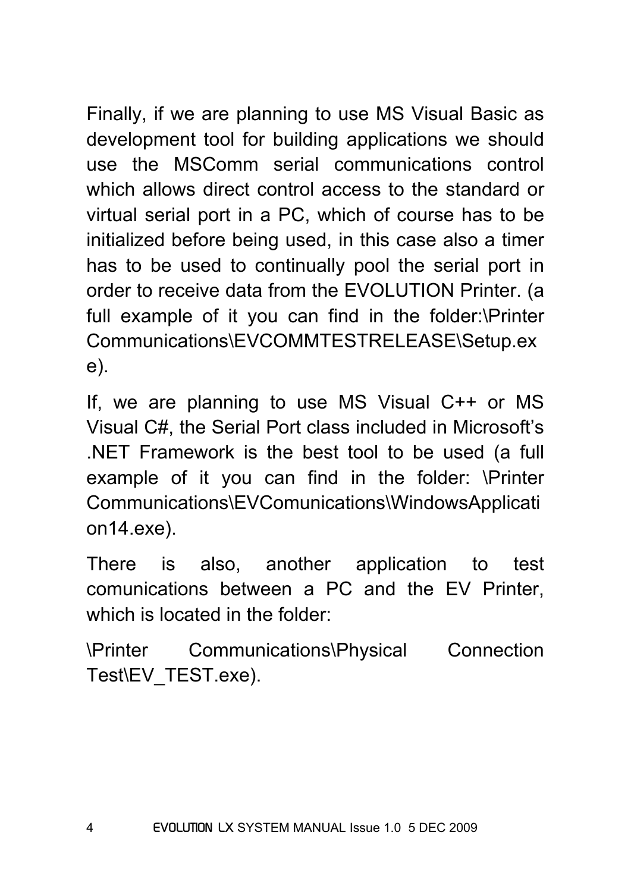Finally, if we are planning to use MS Visual Basic as development tool for building applications we should use the MSComm serial communications control which allows direct control access to the standard or virtual serial port in a PC, which of course has to be initialized before being used, in this case also a timer has to be used to continually pool the serial port in order to receive data from the EVOLUTION Printer. (a full example of it you can find in the folder:\Printer Communications\EVCOMMTESTRELEASE\Setup.exe).

If, we are planning to use MS Visual C++ or MS Visual C#, the Serial Port class included in Microsoft's .NET Framework is the best tool to be used (a full example of it you can find in the folder: \Printer Communications\EVComunications\WindowsApplication14.exe).

There is also, another application to test comunications between a PC and the EV Printer, which is located in the folder:

\Printer Communications\Physical Connection Test\EV_TEST.exe).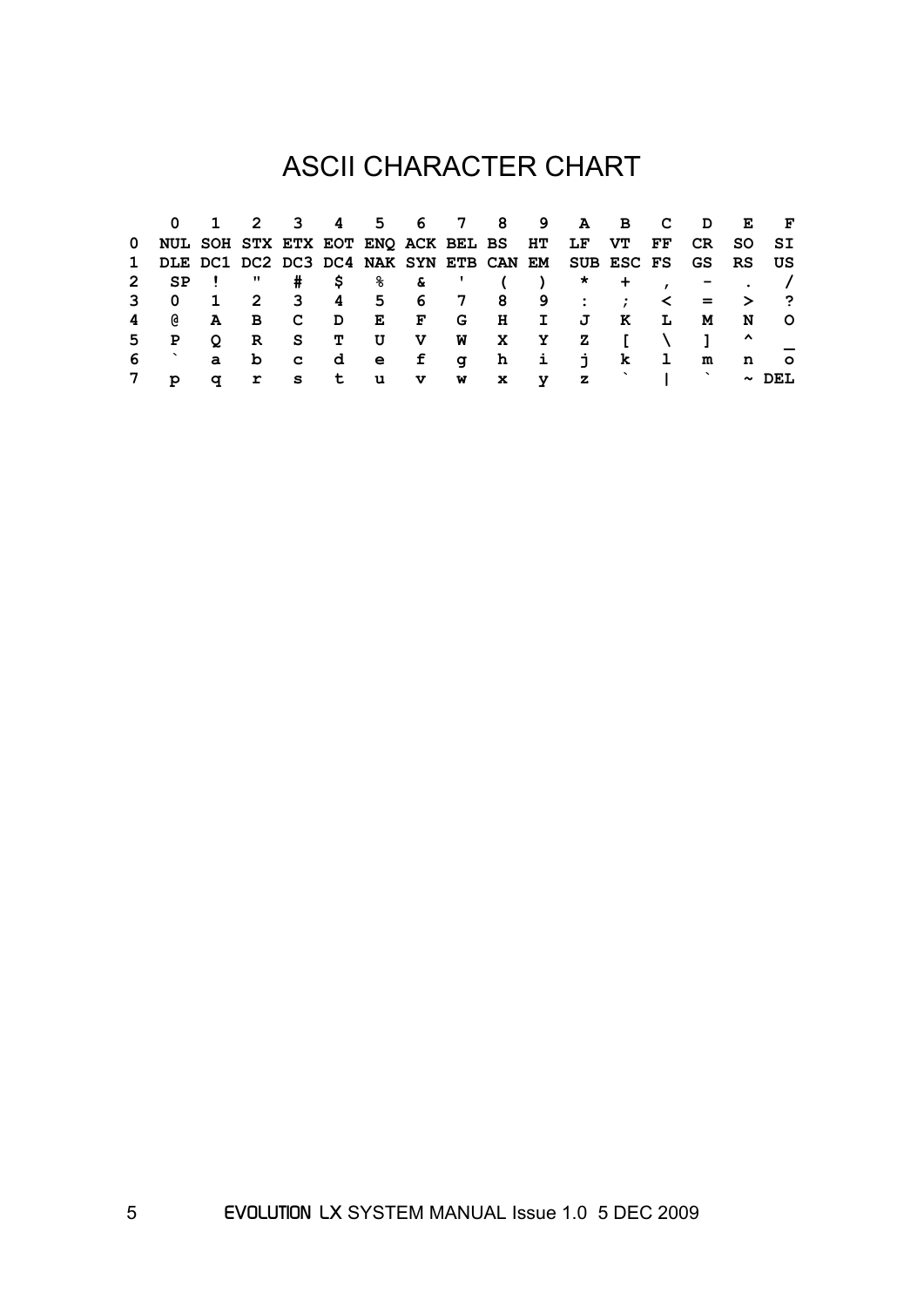# ASCII CHARACTER CHART

| | 0 | 1 | 2 | 3 | 4 | 5 | 6 | 7 | 8 | 9 | A | B | C | D | E | F |
|---|---|---|---|---|---|---|---|---|---|---|---|---|---|---|---|---|
| 0 | NUL | SOH | STX | ETX | EOT | ENQ | ACK | BEL | BS | HT | LF | VT | FF | CR | SO | SI |
| 1 | DLE | DC1 | DC2 | DC3 | DC4 | NAK | SYN | ETB | CAN | EM | SUB | ESC | FS | GS | RS | US |
| 2 | SP | ! | " | # | $ | % | & | ' | ( | ) | * | + | , | - | . | / |
| 3 | 0 | 1 | 2 | 3 | 4 | 5 | 6 | 7 | 8 | 9 | : | ; | < | = | > | ? |
| 4 | @ | A | B | C | D | E | F | G | H | I | J | K | L | M | N | O |
| 5 | P | Q | R | S | T | U | V | W | X | Y | Z | [ | \ | ] | ^ | _ |
| 6 | ` | a | b | c | d | e | f | g | h | i | j | k | l | m | n | o |
| 7 | p | q | r | s | t | u | v | w | x | y | z | ` | \| | ` | ~ | DEL |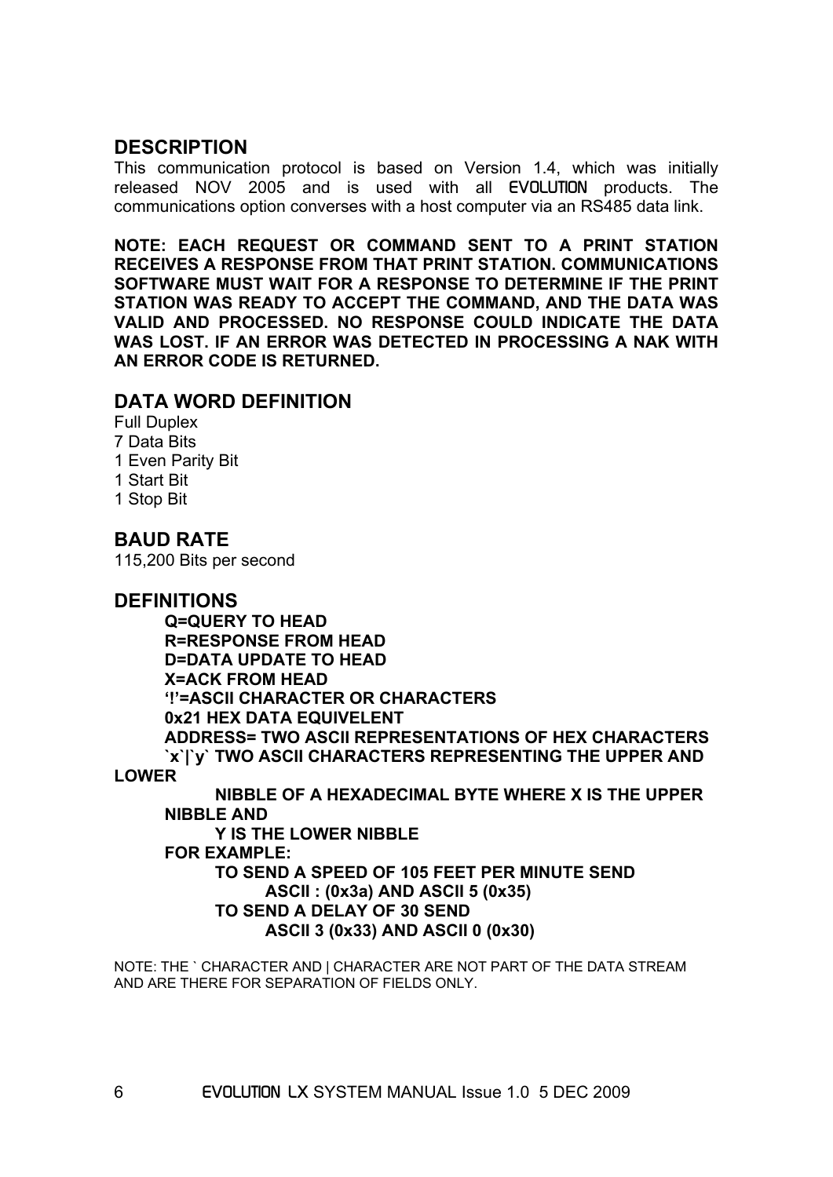## DESCRIPTION

This communication protocol is based on Version 1.4, which was initially released NOV 2005 and is used with all EVOLUTION products. The communications option converses with a host computer via an RS485 data link.

**NOTE: EACH REQUEST OR COMMAND SENT TO A PRINT STATION RECEIVES A RESPONSE FROM THAT PRINT STATION. COMMUNICATIONS SOFTWARE MUST WAIT FOR A RESPONSE TO DETERMINE IF THE PRINT STATION WAS READY TO ACCEPT THE COMMAND, AND THE DATA WAS VALID AND PROCESSED. NO RESPONSE COULD INDICATE THE DATA WAS LOST. IF AN ERROR WAS DETECTED IN PROCESSING A NAK WITH AN ERROR CODE IS RETURNED.**

## DATA WORD DEFINITION

Full Duplex
7 Data Bits
1 Even Parity Bit
1 Start Bit
1 Stop Bit

## BAUD RATE

115,200 Bits per second

## DEFINITIONS

**Q=QUERY TO HEAD**
**R=RESPONSE FROM HEAD**
**D=DATA UPDATE TO HEAD**
**X=ACK FROM HEAD**
**'!'=ASCII CHARACTER OR CHARACTERS**
**0x21 HEX DATA EQUIVELENT**
**ADDRESS= TWO ASCII REPRESENTATIONS OF HEX CHARACTERS**
**`x`|`y` TWO ASCII CHARACTERS REPRESENTING THE UPPER AND LOWER NIBBLE OF A HEXADECIMAL BYTE WHERE X IS THE UPPER NIBBLE AND Y IS THE LOWER NIBBLE**
**FOR EXAMPLE:**
**TO SEND A SPEED OF 105 FEET PER MINUTE SEND**
**ASCII : (0x3a) AND ASCII 5 (0x35)**
**TO SEND A DELAY OF 30 SEND**
**ASCII 3 (0x33) AND ASCII 0 (0x30)**

NOTE: THE ` CHARACTER AND | CHARACTER ARE NOT PART OF THE DATA STREAM AND ARE THERE FOR SEPARATION OF FIELDS ONLY.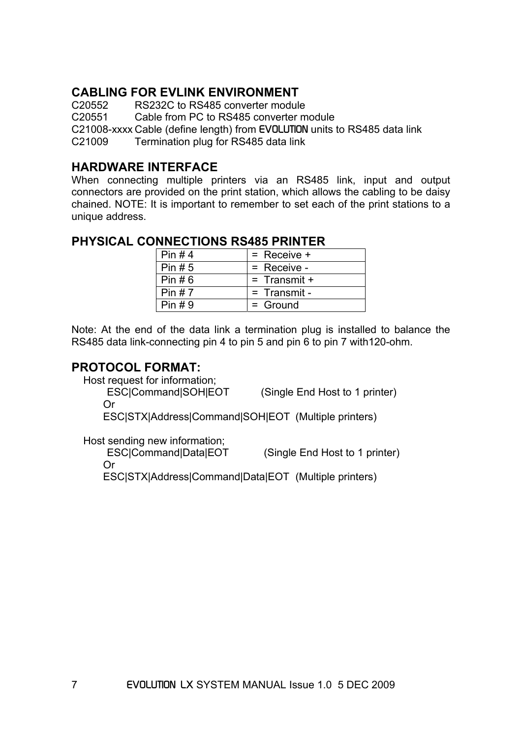## CABLING FOR EVLINK ENVIRONMENT

C20552 RS232C to RS485 converter module
C20551 Cable from PC to RS485 converter module
C21008-xxxx Cable (define length) from EVOLUTION units to RS485 data link
C21009 Termination plug for RS485 data link

## HARDWARE INTERFACE

When connecting multiple printers via an RS485 link, input and output connectors are provided on the print station, which allows the cabling to be daisy chained. NOTE: It is important to remember to set each of the print stations to a unique address.

## PHYSICAL CONNECTIONS RS485 PRINTER

| Pin # 4 | = Receive + |
|---|---|
| Pin # 5 | = Receive - |
| Pin # 6 | = Transmit + |
| Pin # 7 | = Transmit - |
| Pin # 9 | = Ground |

Note: At the end of the data link a termination plug is installed to balance the RS485 data link-connecting pin 4 to pin 5 and pin 6 to pin 7 with120-ohm.

## PROTOCOL FORMAT:

Host request for information;

ESC|Command|SOH|EOT (Single End Host to 1 printer)

Or

ESC|STX|Address|Command|SOH|EOT (Multiple printers)

Host sending new information;

ESC|Command|Data|EOT (Single End Host to 1 printer)

Or

ESC|STX|Address|Command|Data|EOT (Multiple printers)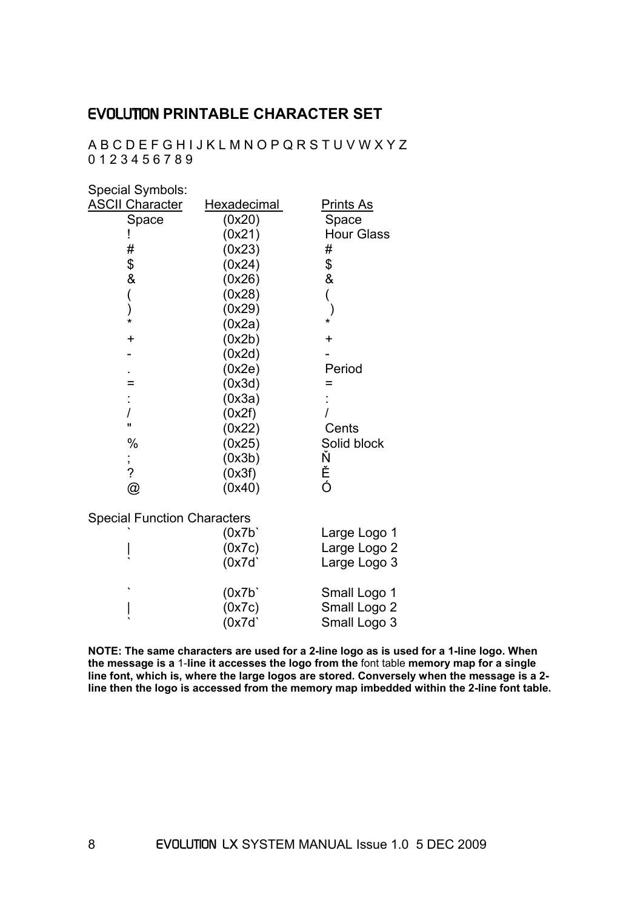## EVOLUTION PRINTABLE CHARACTER SET

A B C D E F G H I J K L M N O P Q R S T U V W X Y Z
0 1 2 3 4 5 6 7 8 9

Special Symbols:

| ASCII Character | Hexadecimal | Prints As |
|---|---|---|
| Space | (0x20) | Space |
| ! | (0x21) | Hour Glass |
| # | (0x23) | # |
| $ | (0x24) | $ |
| & | (0x26) | & |
| ( | (0x28) | ( |
| ) | (0x29) | ) |
| * | (0x2a) | * |
| + | (0x2b) | + |
| - | (0x2d) | - |
| . | (0x2e) | Period |
| = | (0x3d) | = |
| : | (0x3a) | : |
| / | (0x2f) | / |
| " | (0x22) | Cents |
| % | (0x25) | Solid block |
| ; | (0x3b) | Ň |
| ? | (0x3f) | Ě |
| @ | (0x40) | Ó |

Special Function Characters

| | | |
|---|---|---|
| ` | (0x7b` | Large Logo 1 |
| \| | (0x7c) | Large Logo 2 |
| ` | (0x7d` | Large Logo 3 |
| | | |
| ` | (0x7b` | Small Logo 1 |
| \| | (0x7c) | Small Logo 2 |
| ` | (0x7d` | Small Logo 3 |

**NOTE: The same characters are used for a 2-line logo as is used for a 1-line logo. When the message is a** 1-**line it accesses the logo from the** font table **memory map for a single line font, which is, where the large logos are stored. Conversely when the message is a 2-line then the logo is accessed from the memory map imbedded within the 2-line font table.**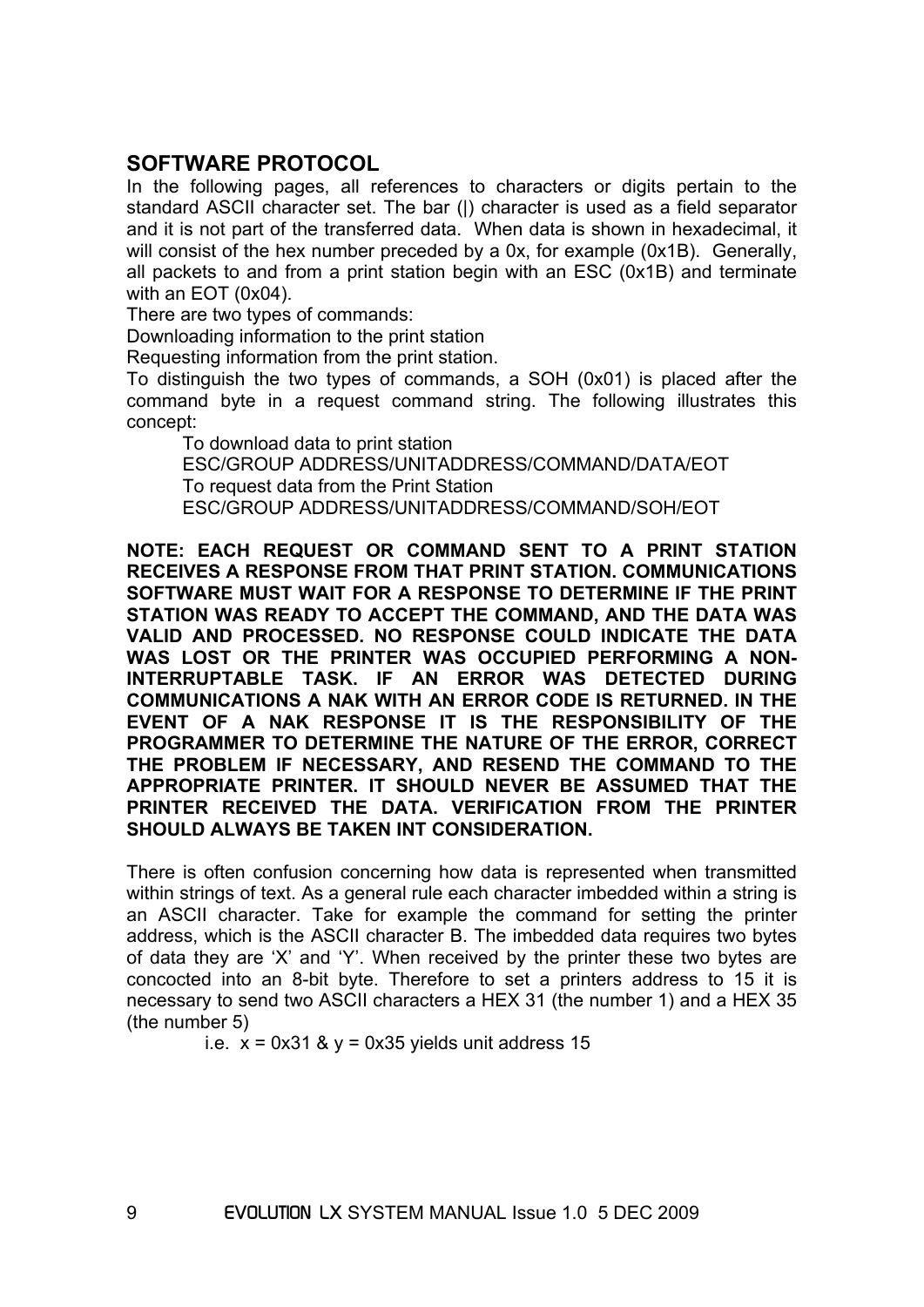## SOFTWARE PROTOCOL

In the following pages, all references to characters or digits pertain to the standard ASCII character set. The bar (|) character is used as a field separator and it is not part of the transferred data. When data is shown in hexadecimal, it will consist of the hex number preceded by a 0x, for example (0x1B). Generally, all packets to and from a print station begin with an ESC (0x1B) and terminate with an EOT (0x04).

There are two types of commands:

Downloading information to the print station

Requesting information from the print station.

To distinguish the two types of commands, a SOH (0x01) is placed after the command byte in a request command string. The following illustrates this concept:

To download data to print station

ESC/GROUP ADDRESS/UNITADDRESS/COMMAND/DATA/EOT

To request data from the Print Station

ESC/GROUP ADDRESS/UNITADDRESS/COMMAND/SOH/EOT

**NOTE: EACH REQUEST OR COMMAND SENT TO A PRINT STATION RECEIVES A RESPONSE FROM THAT PRINT STATION. COMMUNICATIONS SOFTWARE MUST WAIT FOR A RESPONSE TO DETERMINE IF THE PRINT STATION WAS READY TO ACCEPT THE COMMAND, AND THE DATA WAS VALID AND PROCESSED. NO RESPONSE COULD INDICATE THE DATA WAS LOST OR THE PRINTER WAS OCCUPIED PERFORMING A NON-INTERRUPTABLE TASK. IF AN ERROR WAS DETECTED DURING COMMUNICATIONS A NAK WITH AN ERROR CODE IS RETURNED. IN THE EVENT OF A NAK RESPONSE IT IS THE RESPONSIBILITY OF THE PROGRAMMER TO DETERMINE THE NATURE OF THE ERROR, CORRECT THE PROBLEM IF NECESSARY, AND RESEND THE COMMAND TO THE APPROPRIATE PRINTER. IT SHOULD NEVER BE ASSUMED THAT THE PRINTER RECEIVED THE DATA. VERIFICATION FROM THE PRINTER SHOULD ALWAYS BE TAKEN INT CONSIDERATION.**

There is often confusion concerning how data is represented when transmitted within strings of text. As a general rule each character imbedded within a string is an ASCII character. Take for example the command for setting the printer address, which is the ASCII character B. The imbedded data requires two bytes of data they are 'X' and 'Y'. When received by the printer these two bytes are concocted into an 8-bit byte. Therefore to set a printers address to 15 it is necessary to send two ASCII characters a HEX 31 (the number 1) and a HEX 35 (the number 5)

i.e. x = 0x31 & y = 0x35 yields unit address 15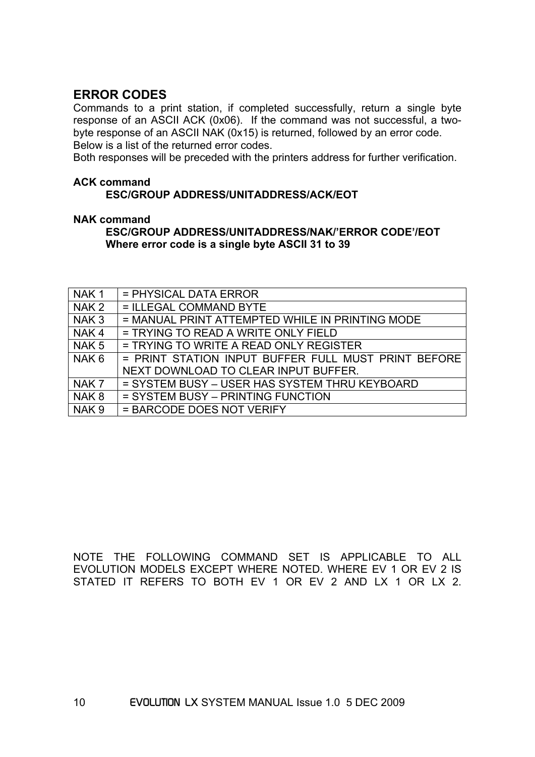## ERROR CODES

Commands to a print station, if completed successfully, return a single byte response of an ASCII ACK (0x06). If the command was not successful, a two-byte response of an ASCII NAK (0x15) is returned, followed by an error code. Below is a list of the returned error codes.

Both responses will be preceded with the printers address for further verification.

**ACK command**

**ESC/GROUP ADDRESS/UNITADDRESS/ACK/EOT**

**NAK command**

**ESC/GROUP ADDRESS/UNITADDRESS/NAK/'ERROR CODE'/EOT**
**Where error code is a single byte ASCII 31 to 39**

| | |
|---|---|
| NAK 1 | = PHYSICAL DATA ERROR |
| NAK 2 | = ILLEGAL COMMAND BYTE |
| NAK 3 | = MANUAL PRINT ATTEMPTED WHILE IN PRINTING MODE |
| NAK 4 | = TRYING TO READ A WRITE ONLY FIELD |
| NAK 5 | = TRYING TO WRITE A READ ONLY REGISTER |
| NAK 6 | = PRINT STATION INPUT BUFFER FULL MUST PRINT BEFORE NEXT DOWNLOAD TO CLEAR INPUT BUFFER. |
| NAK 7 | = SYSTEM BUSY – USER HAS SYSTEM THRU KEYBOARD |
| NAK 8 | = SYSTEM BUSY – PRINTING FUNCTION |
| NAK 9 | = BARCODE DOES NOT VERIFY |

NOTE THE FOLLOWING COMMAND SET IS APPLICABLE TO ALL EVOLUTION MODELS EXCEPT WHERE NOTED. WHERE EV 1 OR EV 2 IS STATED IT REFERS TO BOTH EV 1 OR EV 2 AND LX 1 OR LX 2.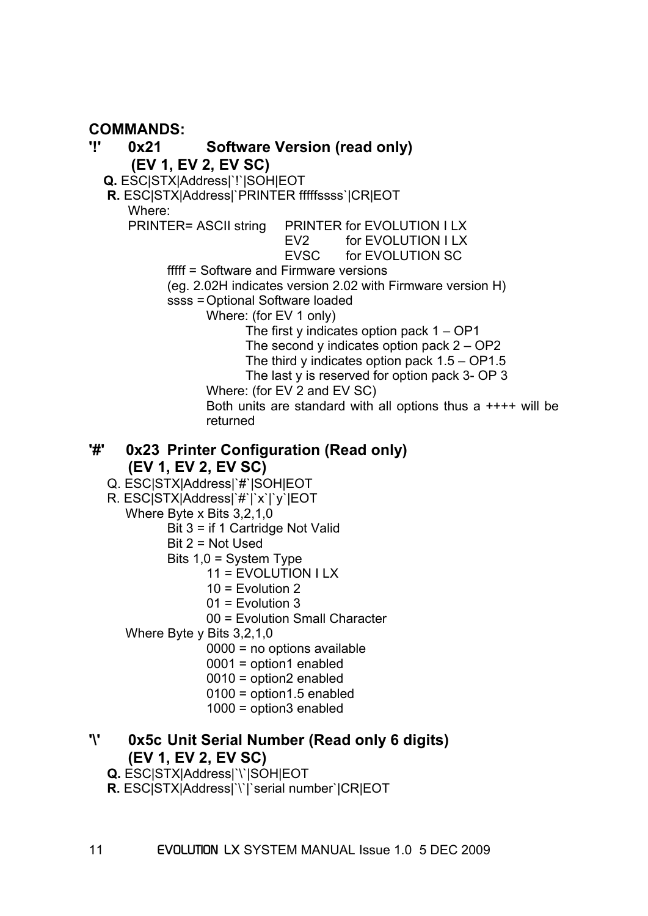**COMMANDS:**

## '!' 0x21 Software Version (read only)
**(EV 1, EV 2, EV SC)**

**Q.** ESC|STX|Address|`!`|SOH|EOT

**R.** ESC|STX|Address|`PRINTER fffffssss`|CR|EOT

Where:

PRINTER= ASCII string PRINTER for EVOLUTION I LX
EV2 for EVOLUTION I LX
EVSC for EVOLUTION SC

fffff = Software and Firmware versions
(eg. 2.02H indicates version 2.02 with Firmware version H)

ssss = Optional Software loaded

Where: (for EV 1 only)
The first y indicates option pack 1 – OP1
The second y indicates option pack 2 – OP2
The third y indicates option pack 1.5 – OP1.5
The last y is reserved for option pack 3- OP 3

Where: (for EV 2 and EV SC)
Both units are standard with all options thus a ++++ will be returned

## '#' 0x23 Printer Configuration (Read only)
**(EV 1, EV 2, EV SC)**

Q. ESC|STX|Address|`#`|SOH|EOT

R. ESC|STX|Address|`#`|`x`|`y`|EOT

Where Byte x Bits 3,2,1,0
- Bit 3 = if 1 Cartridge Not Valid
- Bit 2 = Not Used
- Bits 1,0 = System Type
  - 11 = EVOLUTION I LX
  - 10 = Evolution 2
  - 01 = Evolution 3
  - 00 = Evolution Small Character

Where Byte y Bits 3,2,1,0
- 0000 = no options available
- 0001 = option1 enabled
- 0010 = option2 enabled
- 0100 = option1.5 enabled
- 1000 = option3 enabled

## '\' 0x5c Unit Serial Number (Read only 6 digits)
**(EV 1, EV 2, EV SC)**

**Q.** ESC|STX|Address|`\`|SOH|EOT

**R.** ESC|STX|Address|`\`|`serial number`|CR|EOT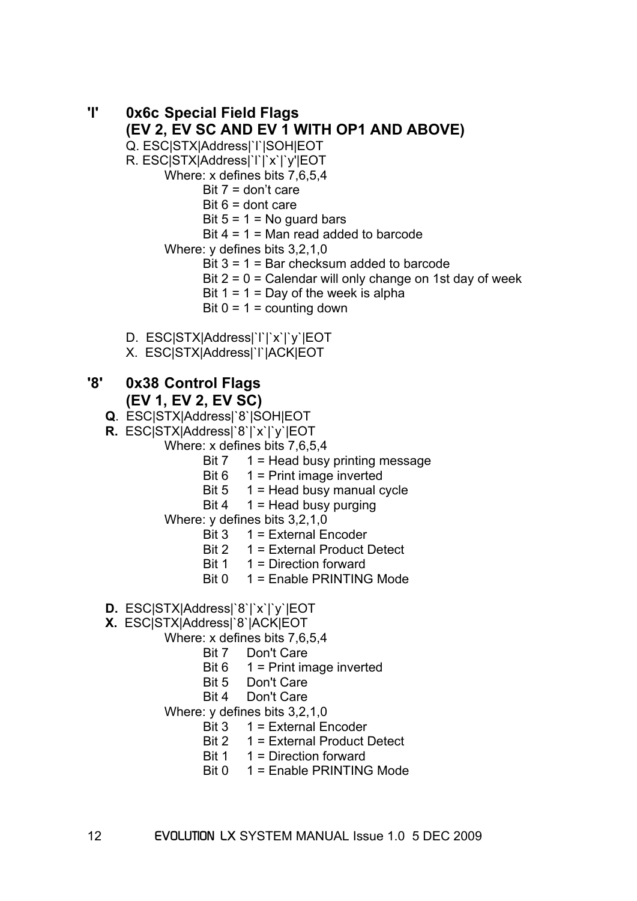## 'l' 0x6c Special Field Flags (EV 2, EV SC AND EV 1 WITH OP1 AND ABOVE)

Q. ESC|STX|Address|`l`|SOH|EOT

R. ESC|STX|Address|`l`|`x`|`y'|EOT

Where: x defines bits 7,6,5,4

- Bit 7 = don't care
- Bit 6 = dont care
- Bit 5 = 1 = No guard bars
- Bit 4 = 1 = Man read added to barcode

Where: y defines bits 3,2,1,0

- Bit 3 = 1 = Bar checksum added to barcode
- Bit 2 = 0 = Calendar will only change on 1st day of week
- Bit 1 = 1 = Day of the week is alpha
- Bit 0 = 1 = counting down

D. ESC|STX|Address|`l`|`x`|`y`|EOT

X. ESC|STX|Address|`l`|ACK|EOT

## '8' 0x38 Control Flags (EV 1, EV 2, EV SC)

**Q**. ESC|STX|Address|`8`|SOH|EOT

**R.** ESC|STX|Address|`8`|`x`|`y`|EOT

Where: x defines bits 7,6,5,4

- Bit 7 1 = Head busy printing message
- Bit 6 1 = Print image inverted
- Bit 5 1 = Head busy manual cycle
- Bit 4 1 = Head busy purging

Where: y defines bits 3,2,1,0

- Bit 3 1 = External Encoder
- Bit 2 1 = External Product Detect
- Bit 1 1 = Direction forward
- Bit 0 1 = Enable PRINTING Mode

**D.** ESC|STX|Address|`8`|`x`|`y`|EOT

**X.** ESC|STX|Address|`8`|ACK|EOT

Where: x defines bits 7,6,5,4

- Bit 7 Don't Care
- Bit 6 1 = Print image inverted
- Bit 5 Don't Care
- Bit 4 Don't Care

Where: y defines bits 3,2,1,0

- Bit 3 1 = External Encoder
- Bit 2 1 = External Product Detect
- Bit 1 1 = Direction forward
- Bit 0 1 = Enable PRINTING Mode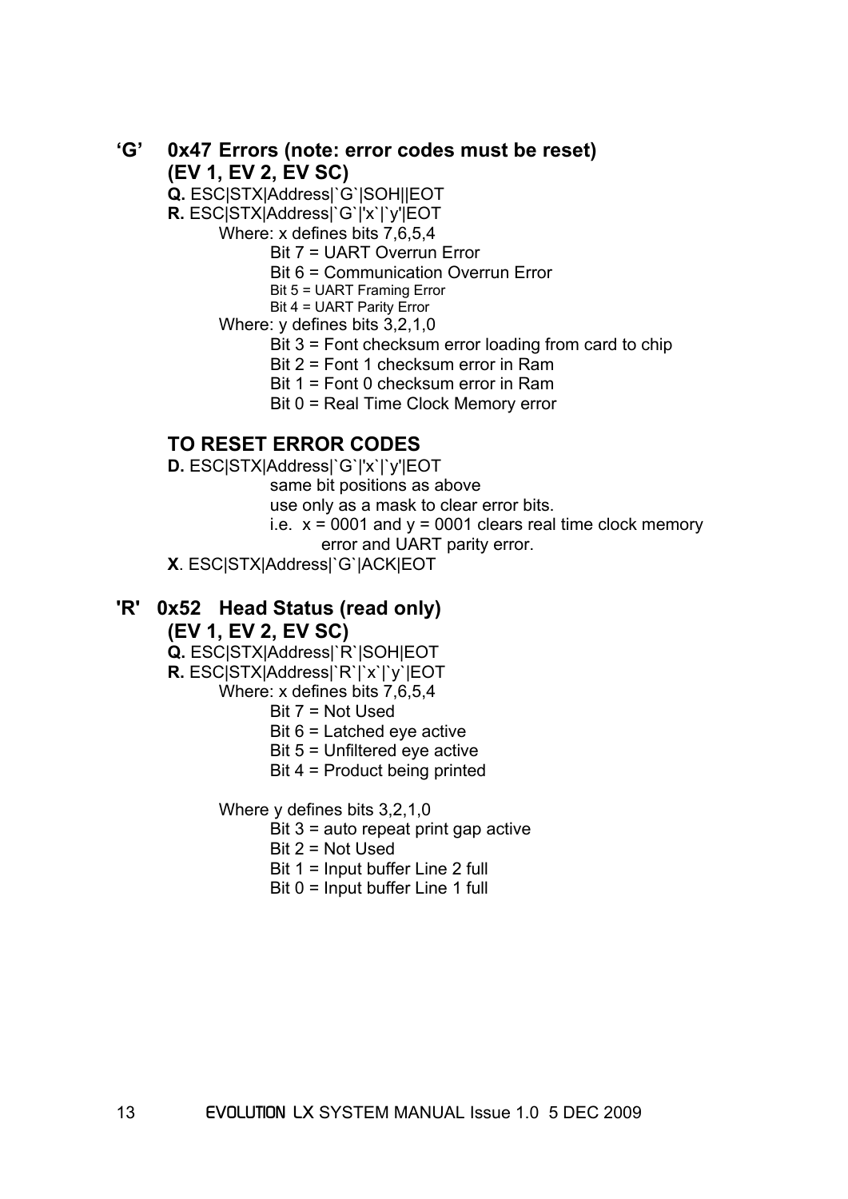## 'G' 0x47 Errors (note: error codes must be reset) (EV 1, EV 2, EV SC)

**Q.** ESC|STX|Address|`G`|SOH||EOT

**R.** ESC|STX|Address|`G`|'x`|`y'|EOT

Where: x defines bits 7,6,5,4

- Bit 7 = UART Overrun Error
- Bit 6 = Communication Overrun Error
- Bit 5 = UART Framing Error
- Bit 4 = UART Parity Error

Where: y defines bits 3,2,1,0

- Bit 3 = Font checksum error loading from card to chip
- Bit 2 = Font 1 checksum error in Ram
- Bit 1 = Font 0 checksum error in Ram
- Bit 0 = Real Time Clock Memory error

### TO RESET ERROR CODES

**D.** ESC|STX|Address|`G`|'x`|`y'|EOT

same bit positions as above
use only as a mask to clear error bits.
i.e. x = 0001 and y = 0001 clears real time clock memory error and UART parity error.

**X**. ESC|STX|Address|`G`|ACK|EOT

## 'R' 0x52 Head Status (read only) (EV 1, EV 2, EV SC)

**Q.** ESC|STX|Address|`R`|SOH|EOT

**R.** ESC|STX|Address|`R`|`x`|`y`|EOT

Where: x defines bits 7,6,5,4

- Bit 7 = Not Used
- Bit 6 = Latched eye active
- Bit 5 = Unfiltered eye active
- Bit 4 = Product being printed

Where y defines bits 3,2,1,0

- Bit 3 = auto repeat print gap active
- Bit 2 = Not Used
- Bit 1 = Input buffer Line 2 full
- Bit 0 = Input buffer Line 1 full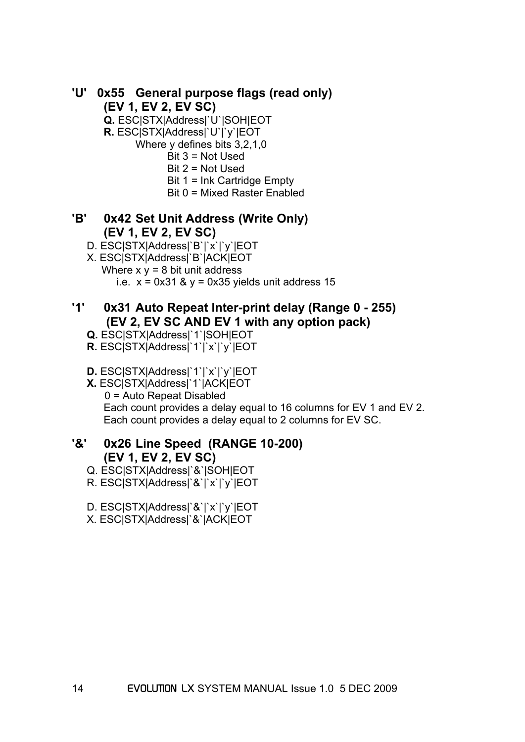## 'U' 0x55 General purpose flags (read only) (EV 1, EV 2, EV SC)

**Q.** ESC|STX|Address|`U`|SOH|EOT
**R.** ESC|STX|Address|`U`|`y`|EOT

Where y defines bits 3,2,1,0

- Bit 3 = Not Used
- Bit 2 = Not Used
- Bit 1 = Ink Cartridge Empty
- Bit 0 = Mixed Raster Enabled

## 'B' 0x42 Set Unit Address (Write Only) (EV 1, EV 2, EV SC)

D. ESC|STX|Address|`B`|`x`|`y`|EOT
X. ESC|STX|Address|`B`|ACK|EOT

Where x y = 8 bit unit address
i.e. x = 0x31 & y = 0x35 yields unit address 15

## '1' 0x31 Auto Repeat Inter-print delay (Range 0 - 255) (EV 2, EV SC AND EV 1 with any option pack)

**Q.** ESC|STX|Address|`1`|SOH|EOT
**R.** ESC|STX|Address|`1`|`x`|`y`|EOT

**D.** ESC|STX|Address|`1`|`x`|`y`|EOT
**X.** ESC|STX|Address|`1`|ACK|EOT

0 = Auto Repeat Disabled
Each count provides a delay equal to 16 columns for EV 1 and EV 2.
Each count provides a delay equal to 2 columns for EV SC.

## '&' 0x26 Line Speed (RANGE 10-200) (EV 1, EV 2, EV SC)

Q. ESC|STX|Address|`&`|SOH|EOT
R. ESC|STX|Address|`&`|`x`|`y`|EOT

D. ESC|STX|Address|`&`|`x`|`y`|EOT
X. ESC|STX|Address|`&`|ACK|EOT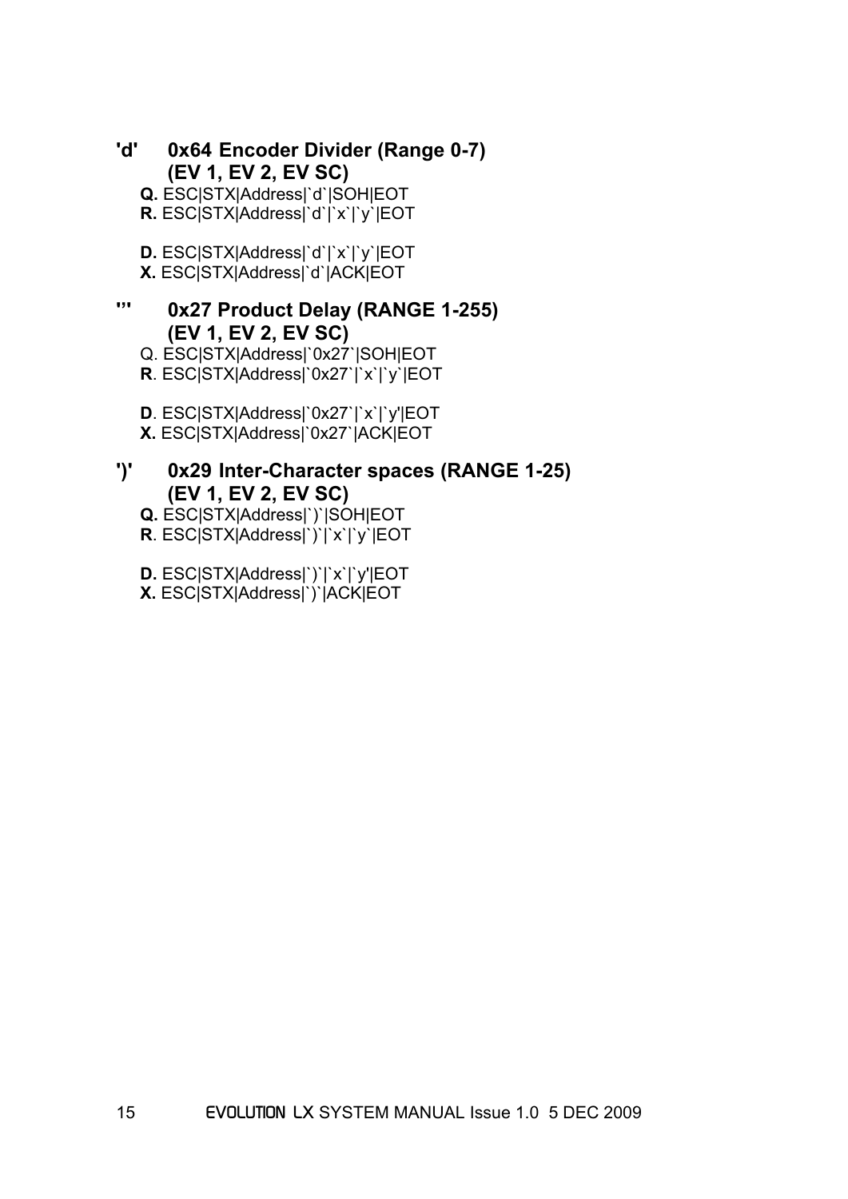## 'd' 0x64 Encoder Divider (Range 0-7) (EV 1, EV 2, EV SC)

**Q.** ESC|STX|Address|`d`|SOH|EOT
**R.** ESC|STX|Address|`d`|`x`|`y`|EOT

**D.** ESC|STX|Address|`d`|`x`|`y`|EOT
**X.** ESC|STX|Address|`d`|ACK|EOT

## ''' 0x27 Product Delay (RANGE 1-255) (EV 1, EV 2, EV SC)

Q. ESC|STX|Address|`0x27`|SOH|EOT
**R**. ESC|STX|Address|`0x27`|`x`|`y`|EOT

**D**. ESC|STX|Address|`0x27`|`x`|`y'|EOT
**X.** ESC|STX|Address|`0x27`|ACK|EOT

## ')' 0x29 Inter-Character spaces (RANGE 1-25) (EV 1, EV 2, EV SC)

**Q.** ESC|STX|Address|`)`|SOH|EOT
**R**. ESC|STX|Address|`)`|`x`|`y`|EOT

**D.** ESC|STX|Address|`)`|`x`|`y'|EOT
**X.** ESC|STX|Address|`)`|ACK|EOT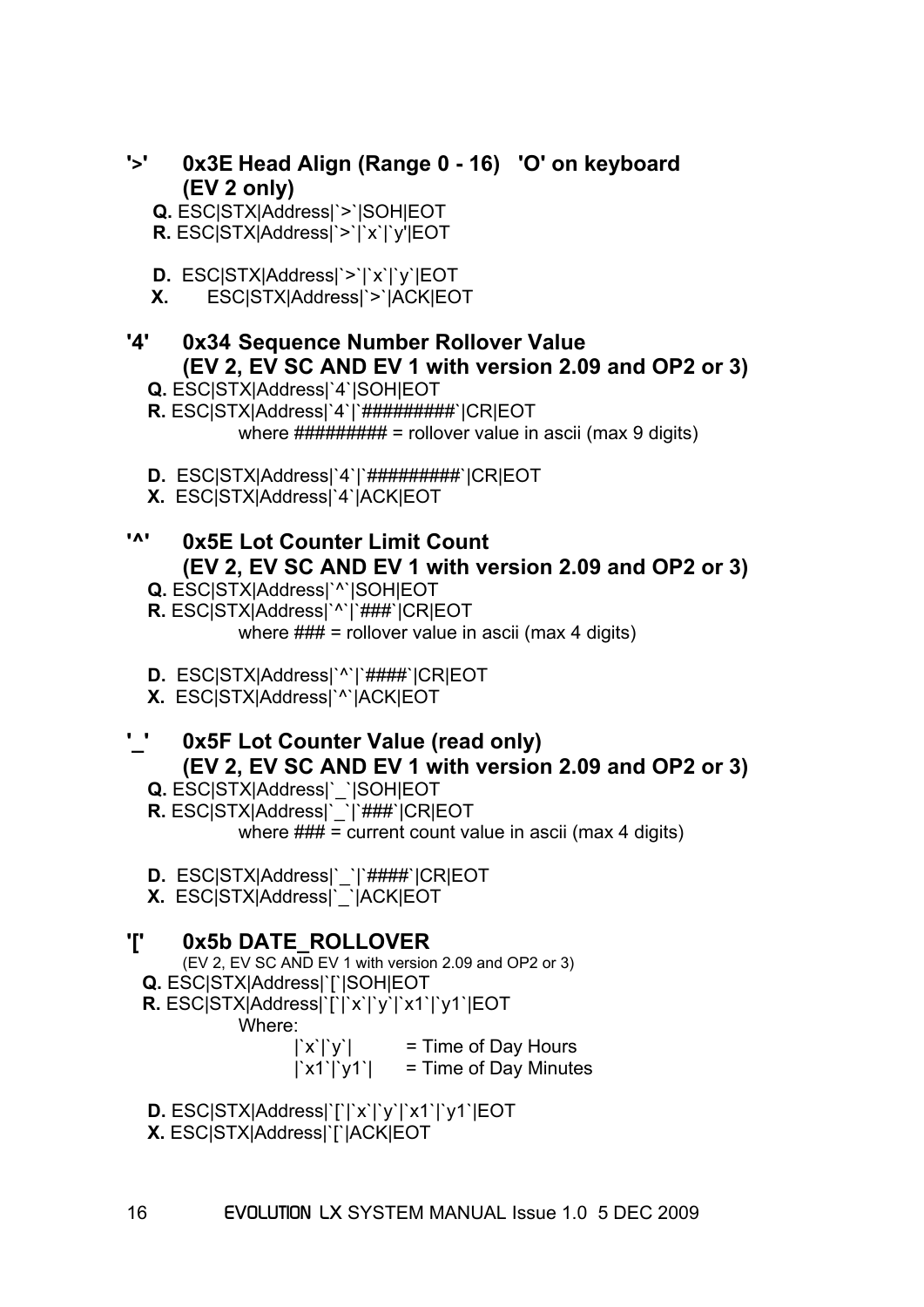## '>' 0x3E Head Align (Range 0 - 16) 'O' on keyboard (EV 2 only)

**Q.** ESC|STX|Address|`>`|SOH|EOT
**R.** ESC|STX|Address|`>`|`x`|`y'|EOT

**D.** ESC|STX|Address|`>`|`x`|`y`|EOT
**X.** ESC|STX|Address|`>`|ACK|EOT

## '4' 0x34 Sequence Number Rollover Value (EV 2, EV SC AND EV 1 with version 2.09 and OP2 or 3)

**Q.** ESC|STX|Address|`4`|SOH|EOT
**R.** ESC|STX|Address|`4`|`#########`|CR|EOT
where ######### = rollover value in ascii (max 9 digits)

**D.** ESC|STX|Address|`4`|`#########`|CR|EOT
**X.** ESC|STX|Address|`4`|ACK|EOT

## '^' 0x5E Lot Counter Limit Count (EV 2, EV SC AND EV 1 with version 2.09 and OP2 or 3)

**Q.** ESC|STX|Address|`^`|SOH|EOT
**R.** ESC|STX|Address|`^`|`###`|CR|EOT
where ### = rollover value in ascii (max 4 digits)

**D.** ESC|STX|Address|`^`|`####`|CR|EOT
**X.** ESC|STX|Address|`^`|ACK|EOT

## '_' 0x5F Lot Counter Value (read only) (EV 2, EV SC AND EV 1 with version 2.09 and OP2 or 3)

**Q.** ESC|STX|Address|`_`|SOH|EOT
**R.** ESC|STX|Address|`_`|`###`|CR|EOT
where ### = current count value in ascii (max 4 digits)

**D.** ESC|STX|Address|`_`|`####`|CR|EOT
**X.** ESC|STX|Address|`_`|ACK|EOT

## '[' 0x5b DATE_ROLLOVER

(EV 2, EV SC AND EV 1 with version 2.09 and OP2 or 3)

**Q.** ESC|STX|Address|`[`|SOH|EOT
**R.** ESC|STX|Address|`[`|`x`|`y`|`x1`|`y1`|EOT
Where:
|`x`|`y`| = Time of Day Hours
|`x1`|`y1`| = Time of Day Minutes

**D.** ESC|STX|Address|`[`|`x`|`y`|`x1`|`y1`|EOT
**X.** ESC|STX|Address|`[`|ACK|EOT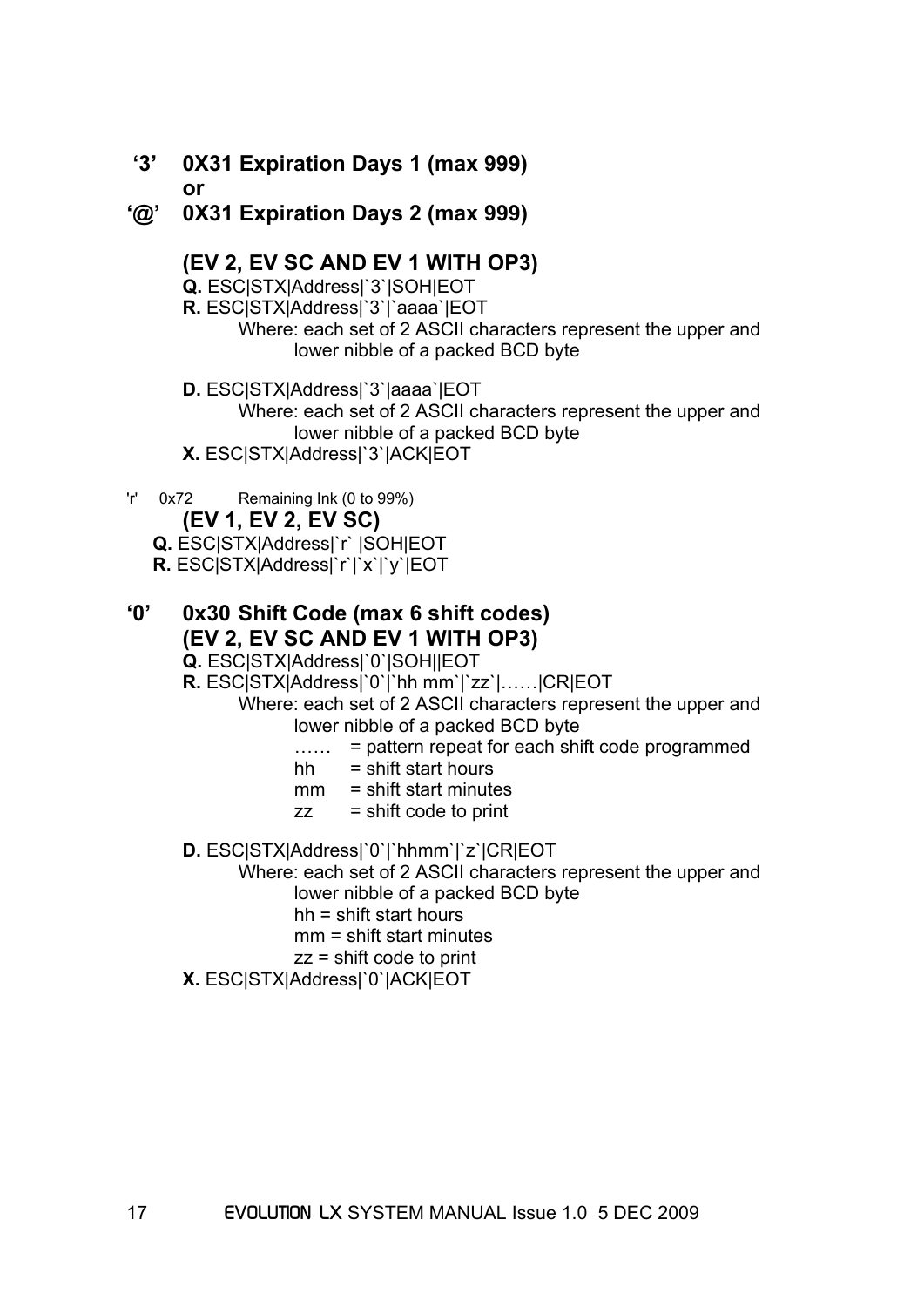**'3' 0X31 Expiration Days 1 (max 999)**
**or**
**'@' 0X31 Expiration Days 2 (max 999)**

**(EV 2, EV SC AND EV 1 WITH OP3)**

**Q.** ESC|STX|Address|`3`|SOH|EOT

**R.** ESC|STX|Address|`3`|`aaaa`|EOT

Where: each set of 2 ASCII characters represent the upper and lower nibble of a packed BCD byte

**D.** ESC|STX|Address|`3`|aaaa`|EOT

Where: each set of 2 ASCII characters represent the upper and lower nibble of a packed BCD byte

**X.** ESC|STX|Address|`3`|ACK|EOT

'r' 0x72 Remaining Ink (0 to 99%)

**(EV 1, EV 2, EV SC)**

**Q.** ESC|STX|Address|`r` |SOH|EOT

**R.** ESC|STX|Address|`r`|`x`|`y`|EOT

**'0' 0x30 Shift Code (max 6 shift codes)**
**(EV 2, EV SC AND EV 1 WITH OP3)**

**Q.** ESC|STX|Address|`0`|SOH||EOT

**R.** ESC|STX|Address|`0`|`hh mm`|`zz`|……|CR|EOT

Where: each set of 2 ASCII characters represent the upper and lower nibble of a packed BCD byte

- …… = pattern repeat for each shift code programmed
- hh = shift start hours
- mm = shift start minutes
- zz = shift code to print

**D.** ESC|STX|Address|`0`|`hhmm`|`z`|CR|EOT

Where: each set of 2 ASCII characters represent the upper and lower nibble of a packed BCD byte

hh = shift start hours

mm = shift start minutes

zz = shift code to print

**X.** ESC|STX|Address|`0`|ACK|EOT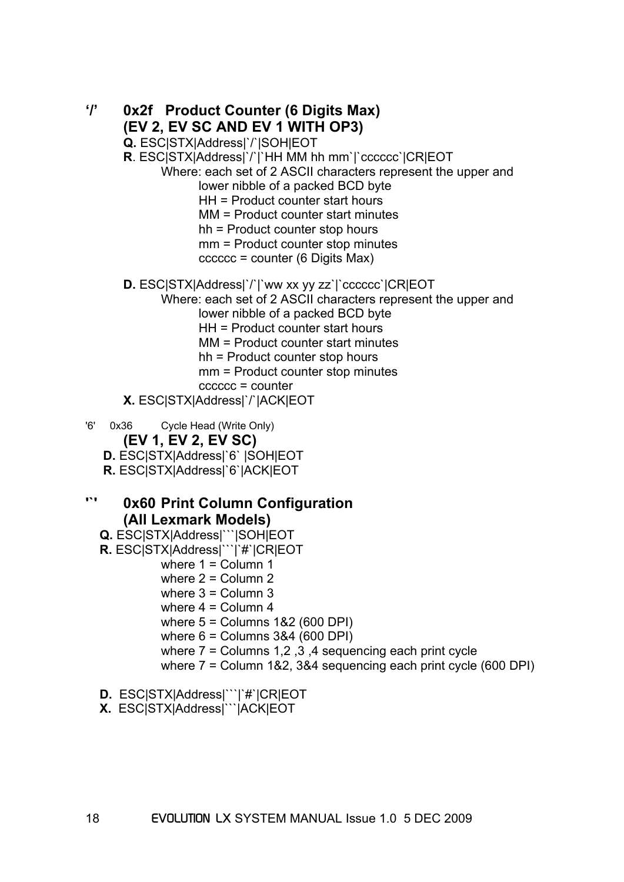## '/' 0x2f Product Counter (6 Digits Max) (EV 2, EV SC AND EV 1 WITH OP3)

**Q.** ESC|STX|Address|`/`|SOH|EOT

**R**. ESC|STX|Address|`/`|`HH MM hh mm`|`cccccc`|CR|EOT

Where: each set of 2 ASCII characters represent the upper and lower nibble of a packed BCD byte
- HH = Product counter start hours
- MM = Product counter start minutes
- hh = Product counter stop hours
- mm = Product counter stop minutes
- cccccc = counter (6 Digits Max)

**D.** ESC|STX|Address|`/`|`ww xx yy zz`|`cccccc`|CR|EOT

Where: each set of 2 ASCII characters represent the upper and lower nibble of a packed BCD byte
- HH = Product counter start hours
- MM = Product counter start minutes
- hh = Product counter stop hours
- mm = Product counter stop minutes
- cccccc = counter

**X.** ESC|STX|Address|`/`|ACK|EOT

## '6' 0x36 Cycle Head (Write Only) (EV 1, EV 2, EV SC)

**D.** ESC|STX|Address|`6` |SOH|EOT

**R.** ESC|STX|Address|`6`|ACK|EOT

## '`' 0x60 Print Column Configuration (All Lexmark Models)

**Q.** ESC|STX|Address|```|SOH|EOT

**R.** ESC|STX|Address|```|`#`|CR|EOT

- where 1 = Column 1
- where 2 = Column 2
- where 3 = Column 3
- where 4 = Column 4
- where 5 = Columns 1&2 (600 DPI)
- where 6 = Columns 3&4 (600 DPI)
- where 7 = Columns 1,2 ,3 ,4 sequencing each print cycle
- where 7 = Column 1&2, 3&4 sequencing each print cycle (600 DPI)

**D.** ESC|STX|Address|```|`#`|CR|EOT

**X.** ESC|STX|Address|```|ACK|EOT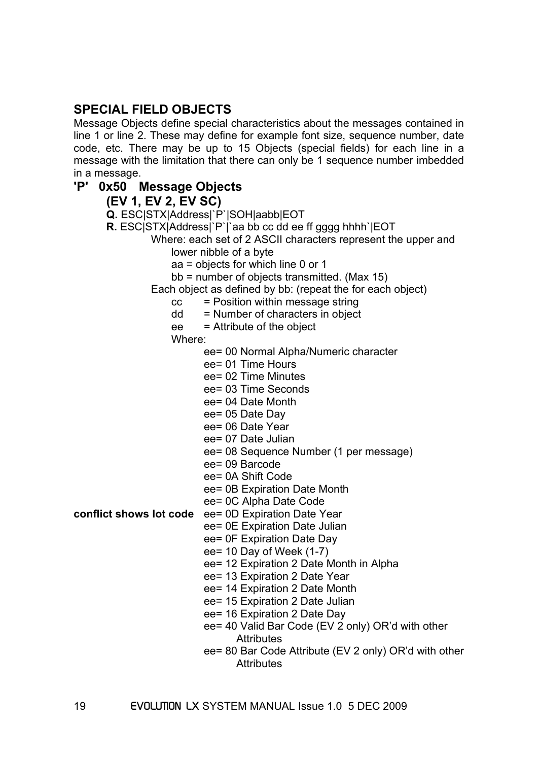## SPECIAL FIELD OBJECTS

Message Objects define special characteristics about the messages contained in line 1 or line 2. These may define for example font size, sequence number, date code, etc. There may be up to 15 Objects (special fields) for each line in a message with the limitation that there can only be 1 sequence number imbedded in a message.

### 'P' 0x50 Message Objects
### (EV 1, EV 2, EV SC)

**Q.** ESC|STX|Address|`P`|SOH|aabb|EOT

**R.** ESC|STX|Address|`P`|`aa bb cc dd ee ff gggg hhhh`|EOT

Where: each set of 2 ASCII characters represent the upper and lower nibble of a byte

aa = objects for which line 0 or 1

bb = number of objects transmitted. (Max 15)

Each object as defined by bb: (repeat the for each object)

cc = Position within message string

dd = Number of characters in object

ee = Attribute of the object

Where:

ee= 00 Normal Alpha/Numeric character
ee= 01 Time Hours
ee= 02 Time Minutes
ee= 03 Time Seconds
ee= 04 Date Month
ee= 05 Date Day
ee= 06 Date Year
ee= 07 Date Julian
ee= 08 Sequence Number (1 per message)
ee= 09 Barcode
ee= 0A Shift Code
ee= 0B Expiration Date Month
ee= 0C Alpha Date Code
**conflict shows lot code** ee= 0D Expiration Date Year
ee= 0E Expiration Date Julian
ee= 0F Expiration Date Day
ee= 10 Day of Week (1-7)
ee= 12 Expiration 2 Date Month in Alpha
ee= 13 Expiration 2 Date Year
ee= 14 Expiration 2 Date Month
ee= 15 Expiration 2 Date Julian
ee= 16 Expiration 2 Date Day
ee= 40 Valid Bar Code (EV 2 only) OR'd with other Attributes
ee= 80 Bar Code Attribute (EV 2 only) OR'd with other Attributes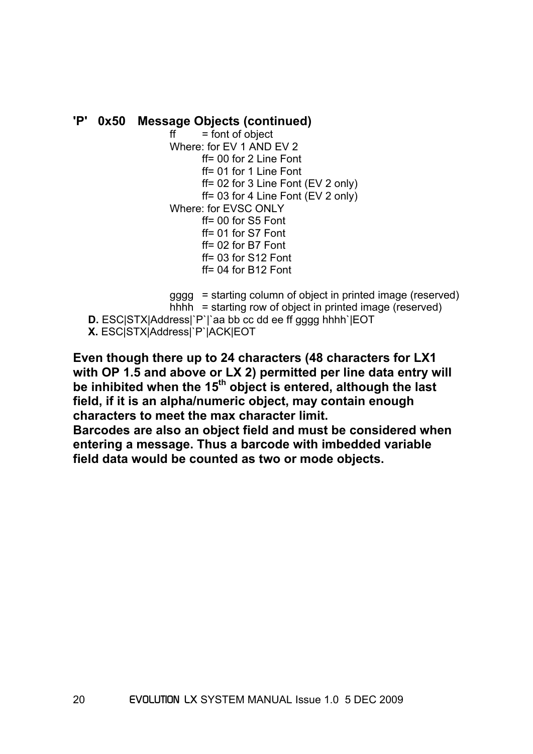**'P' 0x50 Message Objects (continued)**

ff = font of object

Where: for EV 1 AND EV 2

- ff= 00 for 2 Line Font
- ff= 01 for 1 Line Font
- ff= 02 for 3 Line Font (EV 2 only)
- ff= 03 for 4 Line Font (EV 2 only)

Where: for EVSC ONLY

- ff= 00 for S5 Font
- ff= 01 for S7 Font
- ff= 02 for B7 Font
- ff= 03 for S12 Font
- ff= 04 for B12 Font

gggg = starting column of object in printed image (reserved)

hhhh = starting row of object in printed image (reserved)

**D.** ESC|STX|Address|`P`|`aa bb cc dd ee ff gggg hhhh`|EOT

**X.** ESC|STX|Address|`P`|ACK|EOT

**Even though there up to 24 characters (48 characters for LX1 with OP 1.5 and above or LX 2) permitted per line data entry will be inhibited when the 15th object is entered, although the last field, if it is an alpha/numeric object, may contain enough characters to meet the max character limit.**

**Barcodes are also an object field and must be considered when entering a message. Thus a barcode with imbedded variable field data would be counted as two or mode objects.**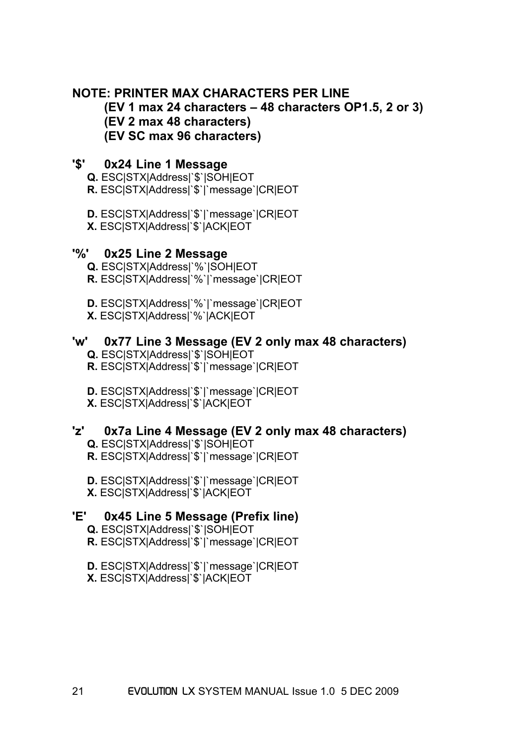**NOTE: PRINTER MAX CHARACTERS PER LINE**
**(EV 1 max 24 characters – 48 characters OP1.5, 2 or 3)**
**(EV 2 max 48 characters)**
**(EV SC max 96 characters)**

### '$' 0x24 Line 1 Message

**Q.** ESC|STX|Address|`$`|SOH|EOT
**R.** ESC|STX|Address|`$`|`message`|CR|EOT

**D.** ESC|STX|Address|`$`|`message`|CR|EOT
**X.** ESC|STX|Address|`$`|ACK|EOT

### '%' 0x25 Line 2 Message

**Q.** ESC|STX|Address|`%`|SOH|EOT
**R.** ESC|STX|Address|`%`|`message`|CR|EOT

**D.** ESC|STX|Address|`%`|`message`|CR|EOT
**X.** ESC|STX|Address|`%`|ACK|EOT

### 'w' 0x77 Line 3 Message (EV 2 only max 48 characters)

**Q.** ESC|STX|Address|`$`|SOH|EOT
**R.** ESC|STX|Address|`$`|`message`|CR|EOT

**D.** ESC|STX|Address|`$`|`message`|CR|EOT
**X.** ESC|STX|Address|`$`|ACK|EOT

### 'z' 0x7a Line 4 Message (EV 2 only max 48 characters)

**Q.** ESC|STX|Address|`$`|SOH|EOT
**R.** ESC|STX|Address|`$`|`message`|CR|EOT

**D.** ESC|STX|Address|`$`|`message`|CR|EOT
**X.** ESC|STX|Address|`$`|ACK|EOT

### 'E' 0x45 Line 5 Message (Prefix line)

**Q.** ESC|STX|Address|`$`|SOH|EOT
**R.** ESC|STX|Address|`$`|`message`|CR|EOT

**D.** ESC|STX|Address|`$`|`message`|CR|EOT
**X.** ESC|STX|Address|`$`|ACK|EOT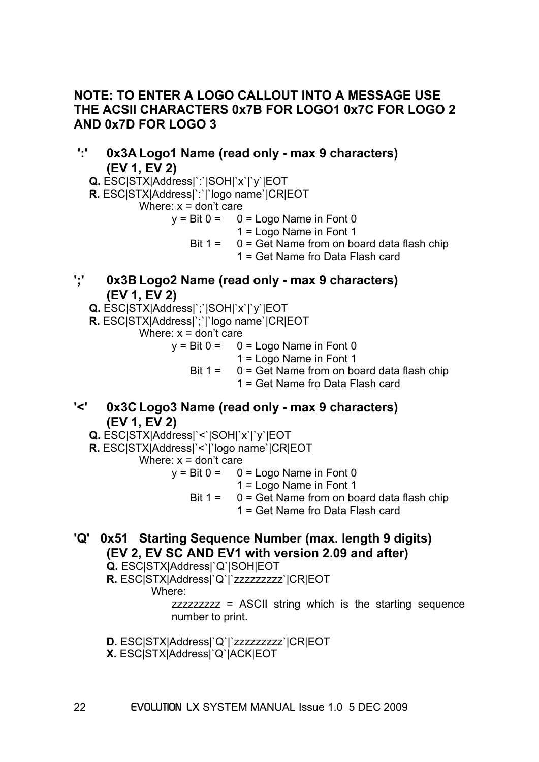**NOTE: TO ENTER A LOGO CALLOUT INTO A MESSAGE USE THE ACSII CHARACTERS 0x7B FOR LOGO1 0x7C FOR LOGO 2 AND 0x7D FOR LOGO 3**

### ':' 0x3A Logo1 Name (read only - max 9 characters) (EV 1, EV 2)

**Q.** ESC|STX|Address|`:`|SOH|`x`|`y`|EOT

**R.** ESC|STX|Address|`:`|`logo name`|CR|EOT

Where: x = don't care

y = Bit 0 = 0 = Logo Name in Font 0
1 = Logo Name in Font 1

Bit 1 = 0 = Get Name from on board data flash chip
1 = Get Name fro Data Flash card

### ';' 0x3B Logo2 Name (read only - max 9 characters) (EV 1, EV 2)

**Q.** ESC|STX|Address|`;`|SOH|`x`|`y`|EOT

**R.** ESC|STX|Address|`;`|`logo name`|CR|EOT

Where: x = don't care

y = Bit 0 = 0 = Logo Name in Font 0
1 = Logo Name in Font 1

Bit 1 = 0 = Get Name from on board data flash chip
1 = Get Name fro Data Flash card

### '<' 0x3C Logo3 Name (read only - max 9 characters) (EV 1, EV 2)

**Q.** ESC|STX|Address|`<`|SOH|`x`|`y`|EOT

**R.** ESC|STX|Address|`<`|`logo name`|CR|EOT

Where: x = don't care

y = Bit 0 = 0 = Logo Name in Font 0
1 = Logo Name in Font 1

Bit 1 = 0 = Get Name from on board data flash chip
1 = Get Name fro Data Flash card

### 'Q' 0x51 Starting Sequence Number (max. length 9 digits) (EV 2, EV SC AND EV1 with version 2.09 and after)

**Q.** ESC|STX|Address|`Q`|SOH|EOT

**R.** ESC|STX|Address|`Q`|`zzzzzzzzz`|CR|EOT

Where:

zzzzzzzzz = ASCII string which is the starting sequence number to print.

**D.** ESC|STX|Address|`Q`|`zzzzzzzzz`|CR|EOT

**X.** ESC|STX|Address|`Q`|ACK|EOT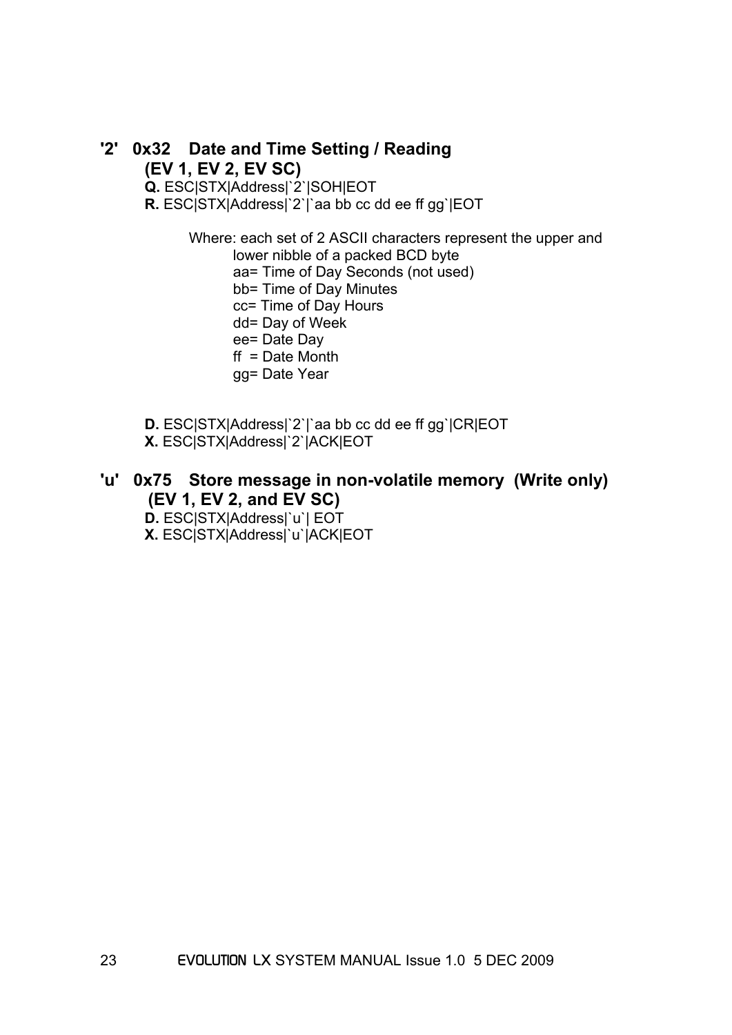## '2' 0x32 Date and Time Setting / Reading (EV 1, EV 2, EV SC)

**Q.** ESC|STX|Address|`2`|SOH|EOT

**R.** ESC|STX|Address|`2`|`aa bb cc dd ee ff gg`|EOT

Where: each set of 2 ASCII characters represent the upper and lower nibble of a packed BCD byte

- aa= Time of Day Seconds (not used)
- bb= Time of Day Minutes
- cc= Time of Day Hours
- dd= Day of Week
- ee= Date Day
- ff = Date Month
- gg= Date Year

**D.** ESC|STX|Address|`2`|`aa bb cc dd ee ff gg`|CR|EOT

**X.** ESC|STX|Address|`2`|ACK|EOT

## 'u' 0x75 Store message in non-volatile memory (Write only) (EV 1, EV 2, and EV SC)

**D.** ESC|STX|Address|`u`| EOT

**X.** ESC|STX|Address|`u`|ACK|EOT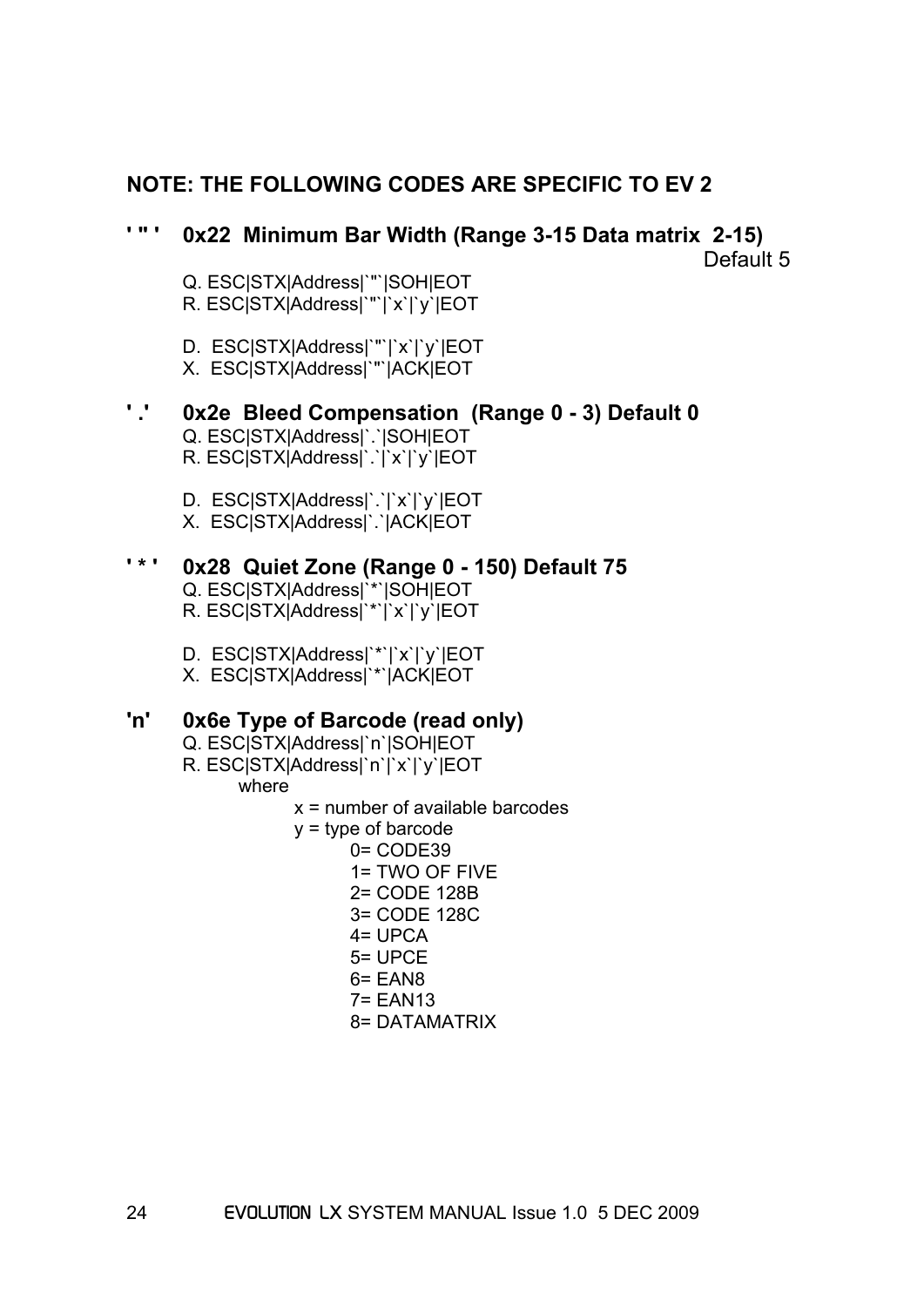**NOTE: THE FOLLOWING CODES ARE SPECIFIC TO EV 2**

**' " '  0x22 Minimum Bar Width (Range 3-15 Data matrix 2-15)**
Default 5

Q. ESC|STX|Address|`"`|SOH|EOT
R. ESC|STX|Address|`"`|`x`|`y`|EOT

D. ESC|STX|Address|`"`|`x`|`y`|EOT
X. ESC|STX|Address|`"`|ACK|EOT

**' . '  0x2e Bleed Compensation (Range 0 - 3) Default 0**

Q. ESC|STX|Address|`.`|SOH|EOT
R. ESC|STX|Address|`.`|`x`|`y`|EOT

D. ESC|STX|Address|`.`|`x`|`y`|EOT
X. ESC|STX|Address|`.`|ACK|EOT

**' * '  0x28 Quiet Zone (Range 0 - 150) Default 75**

Q. ESC|STX|Address|`*`|SOH|EOT
R. ESC|STX|Address|`*`|`x`|`y`|EOT

D. ESC|STX|Address|`*`|`x`|`y`|EOT
X. ESC|STX|Address|`*`|ACK|EOT

**'n'  0x6e Type of Barcode (read only)**

Q. ESC|STX|Address|`n`|SOH|EOT
R. ESC|STX|Address|`n`|`x`|`y`|EOT

where

x = number of available barcodes
y = type of barcode

0= CODE39
1= TWO OF FIVE
2= CODE 128B
3= CODE 128C
4= UPCA
5= UPCE
6= EAN8
7= EAN13
8= DATAMATRIX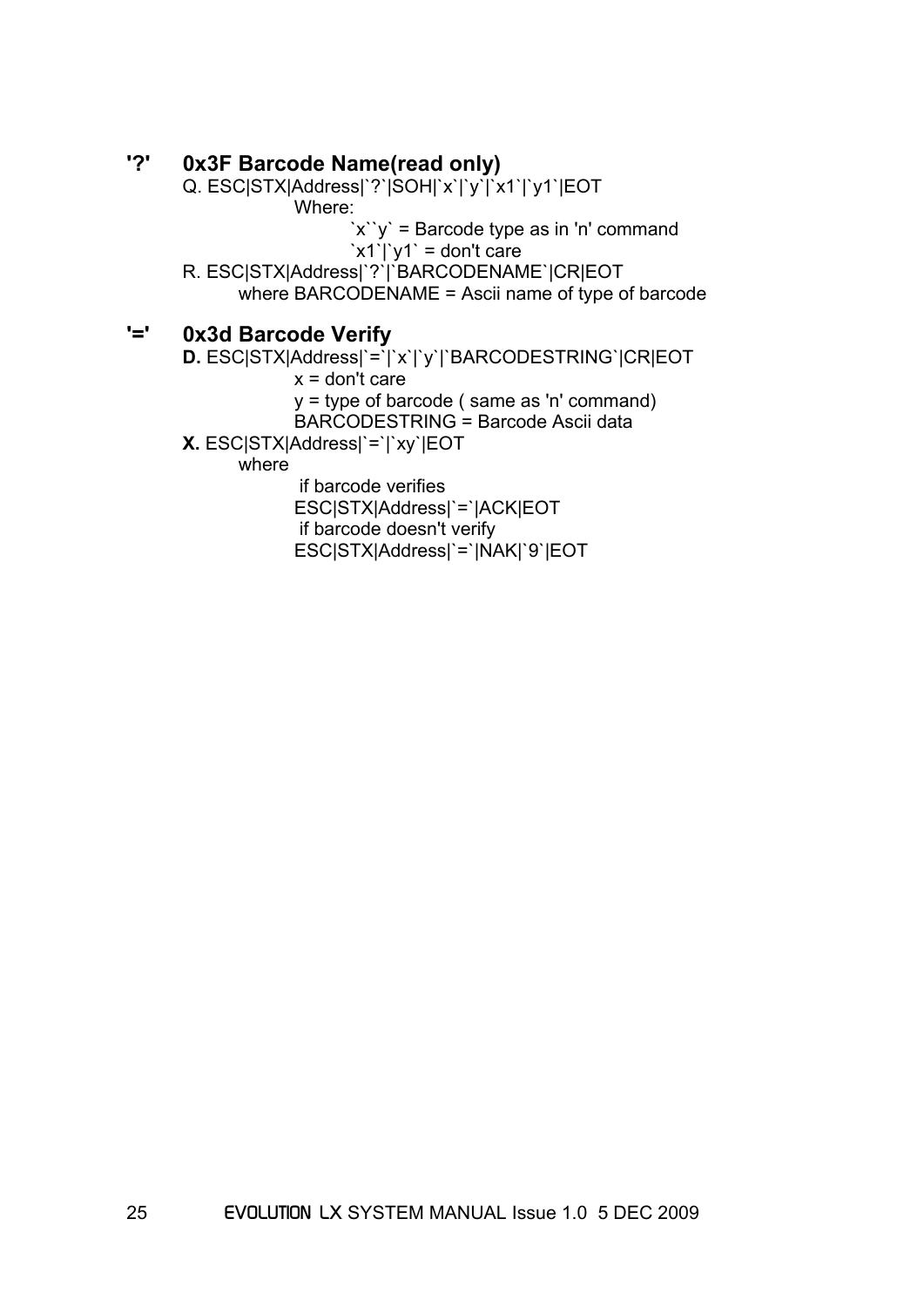## '?' 0x3F Barcode Name(read only)

Q. ESC|STX|Address|`?`|SOH|`x`|`y`|`x1`|`y1`|EOT

Where:

`x``y` = Barcode type as in 'n' command

`x1`|`y1` = don't care

R. ESC|STX|Address|`?`|`BARCODENAME`|CR|EOT

where BARCODENAME = Ascii name of type of barcode

## '=' 0x3d Barcode Verify

**D.** ESC|STX|Address|`=`|`x`|`y`|`BARCODESTRING`|CR|EOT

x = don't care

y = type of barcode ( same as 'n' command)

BARCODESTRING = Barcode Ascii data

**X.** ESC|STX|Address|`=`|`xy`|EOT

where

if barcode verifies

ESC|STX|Address|`=`|ACK|EOT

if barcode doesn't verify

ESC|STX|Address|`=`|NAK|`9`|EOT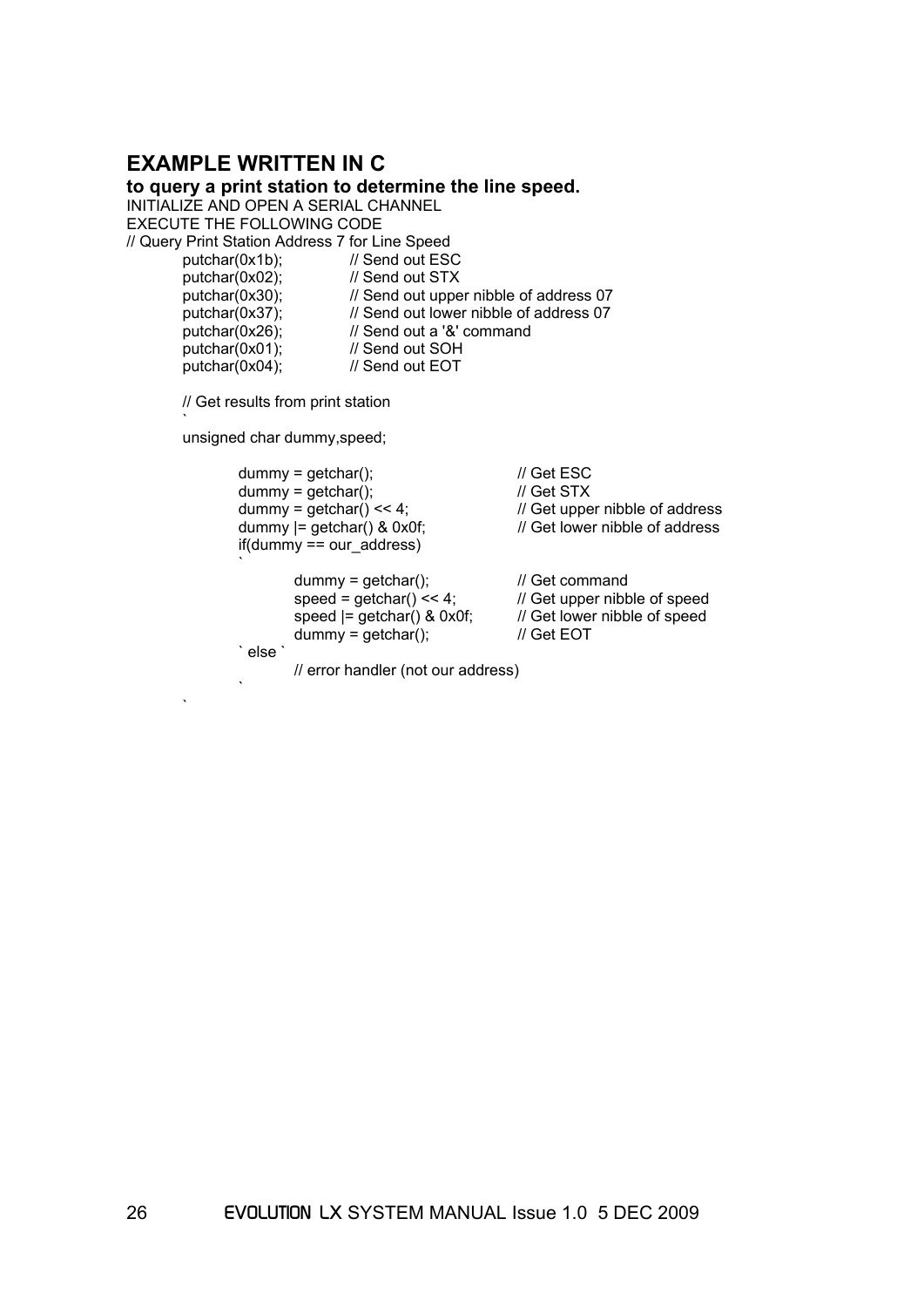## EXAMPLE WRITTEN IN C

**to query a print station to determine the line speed.**

INITIALIZE AND OPEN A SERIAL CHANNEL

EXECUTE THE FOLLOWING CODE

```
// Query Print Station Address 7 for Line Speed
        putchar(0x1b);          // Send out ESC
        putchar(0x02);          // Send out STX
        putchar(0x30);          // Send out upper nibble of address 07
        putchar(0x37);          // Send out lower nibble of address 07
        putchar(0x26);          // Send out a '&' command
        putchar(0x01);          // Send out SOH
        putchar(0x04);          // Send out EOT

        // Get results from print station
        `
        unsigned char dummy,speed;

                dummy = getchar();                  // Get ESC
                dummy = getchar();                  // Get STX
                dummy = getchar() << 4;             // Get upper nibble of address
                dummy |= getchar() & 0x0f;          // Get lower nibble of address
                if(dummy == our_address)
                `
                        dummy = getchar();          // Get command
                        speed = getchar() << 4;     // Get upper nibble of speed
                        speed |= getchar() & 0x0f;  // Get lower nibble of speed
                        dummy = getchar();          // Get EOT
                ` else `
                        // error handler (not our address)
                `
        `
```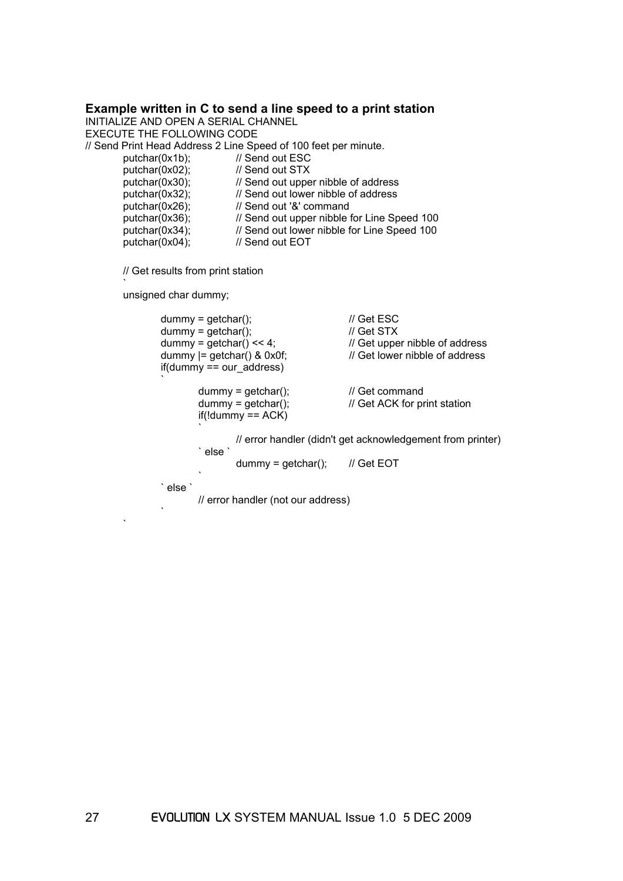### Example written in C to send a line speed to a print station

INITIALIZE AND OPEN A SERIAL CHANNEL
EXECUTE THE FOLLOWING CODE

```
// Send Print Head Address 2 Line Speed of 100 feet per minute.
        putchar(0x1b);          // Send out ESC
        putchar(0x02);          // Send out STX
        putchar(0x30);          // Send out upper nibble of address
        putchar(0x32);          // Send out lower nibble of address
        putchar(0x26);          // Send out '&' command
        putchar(0x36);          // Send out upper nibble for Line Speed 100
        putchar(0x34);          // Send out lower nibble for Line Speed 100
        putchar(0x04);          // Send out EOT

        // Get results from print station
        `
        unsigned char dummy;

                dummy = getchar();                  // Get ESC
                dummy = getchar();                  // Get STX
                dummy = getchar() << 4;             // Get upper nibble of address
                dummy |= getchar() & 0x0f;          // Get lower nibble of address
                if(dummy == our_address)
                `
                        dummy = getchar();          // Get command
                        dummy = getchar();          // Get ACK for print station
                        if(!dummy == ACK)
                        `
                                // error handler (didn't get acknowledgement from printer)
                        ` else `
                                dummy = getchar();  // Get EOT
                        `
                ` else `
                        // error handler (not our address)
                `
        `
```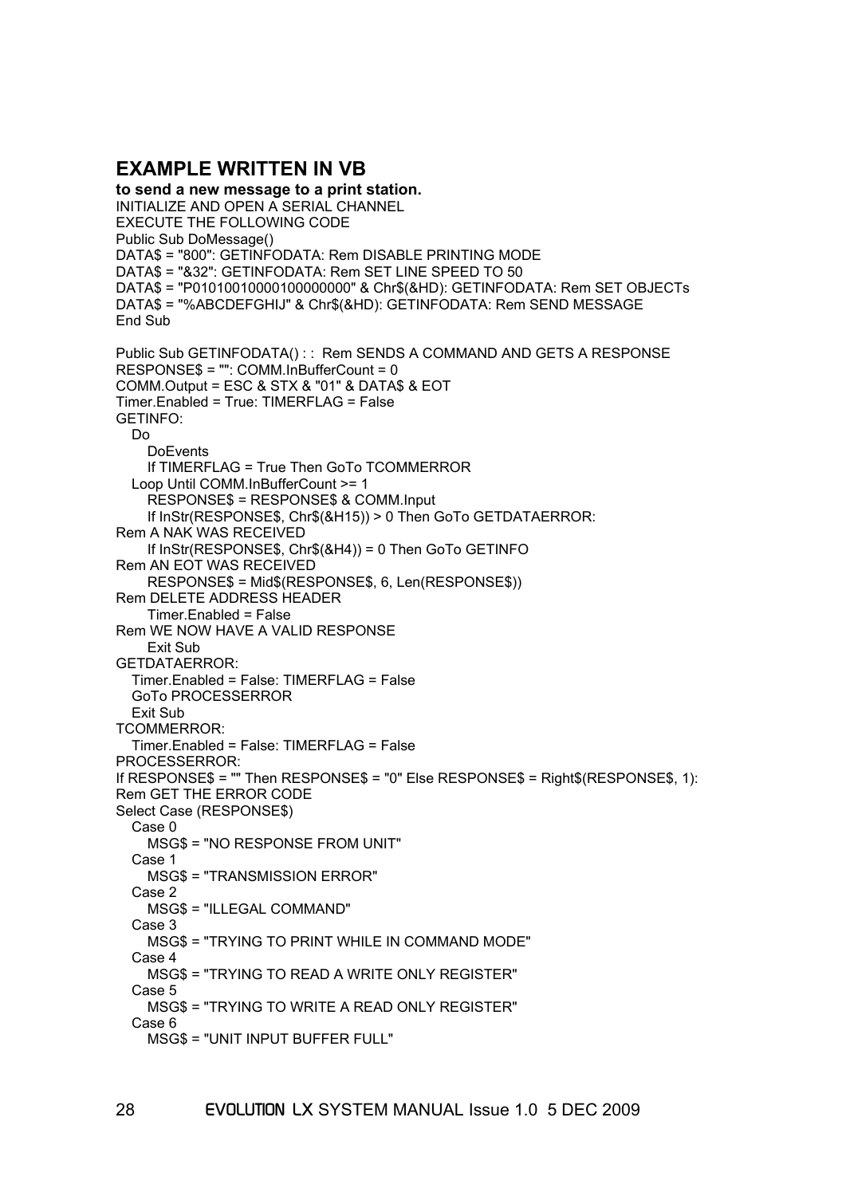## EXAMPLE WRITTEN IN VB

**to send a new message to a print station.**

INITIALIZE AND OPEN A SERIAL CHANNEL
EXECUTE THE FOLLOWING CODE

```
Public Sub DoMessage()
DATA$ = "800": GETINFODATA: Rem DISABLE PRINTING MODE
DATA$ = "&32": GETINFODATA: Rem SET LINE SPEED TO 50
DATA$ = "P01010010000100000000" & Chr$(&HD): GETINFODATA: Rem SET OBJECTs
DATA$ = "%ABCDEFGHIJ" & Chr$(&HD): GETINFODATA: Rem SEND MESSAGE
End Sub

Public Sub GETINFODATA() : :  Rem SENDS A COMMAND AND GETS A RESPONSE
RESPONSE$ = "": COMM.InBufferCount = 0
COMM.Output = ESC & STX & "01" & DATA$ & EOT
Timer.Enabled = True: TIMERFLAG = False
GETINFO:
   Do
      DoEvents
      If TIMERFLAG = True Then GoTo TCOMMERROR
   Loop Until COMM.InBufferCount >= 1
      RESPONSE$ = RESPONSE$ & COMM.Input
      If InStr(RESPONSE$, Chr$(&H15)) > 0 Then GoTo GETDATAERROR:
Rem A NAK WAS RECEIVED
      If InStr(RESPONSE$, Chr$(&H4)) = 0 Then GoTo GETINFO
Rem AN EOT WAS RECEIVED
      RESPONSE$ = Mid$(RESPONSE$, 6, Len(RESPONSE$))
Rem DELETE ADDRESS HEADER
      Timer.Enabled = False
Rem WE NOW HAVE A VALID RESPONSE
      Exit Sub
GETDATAERROR:
   Timer.Enabled = False: TIMERFLAG = False
   GoTo PROCESSERROR
   Exit Sub
TCOMMERROR:
   Timer.Enabled = False: TIMERFLAG = False
PROCESSERROR:
If RESPONSE$ = "" Then RESPONSE$ = "0" Else RESPONSE$ = Right$(RESPONSE$, 1):
Rem GET THE ERROR CODE
Select Case (RESPONSE$)
   Case 0
      MSG$ = "NO RESPONSE FROM UNIT"
   Case 1
      MSG$ = "TRANSMISSION ERROR"
   Case 2
      MSG$ = "ILLEGAL COMMAND"
   Case 3
      MSG$ = "TRYING TO PRINT WHILE IN COMMAND MODE"
   Case 4
      MSG$ = "TRYING TO READ A WRITE ONLY REGISTER"
   Case 5
      MSG$ = "TRYING TO WRITE A READ ONLY REGISTER"
   Case 6
      MSG$ = "UNIT INPUT BUFFER FULL"
```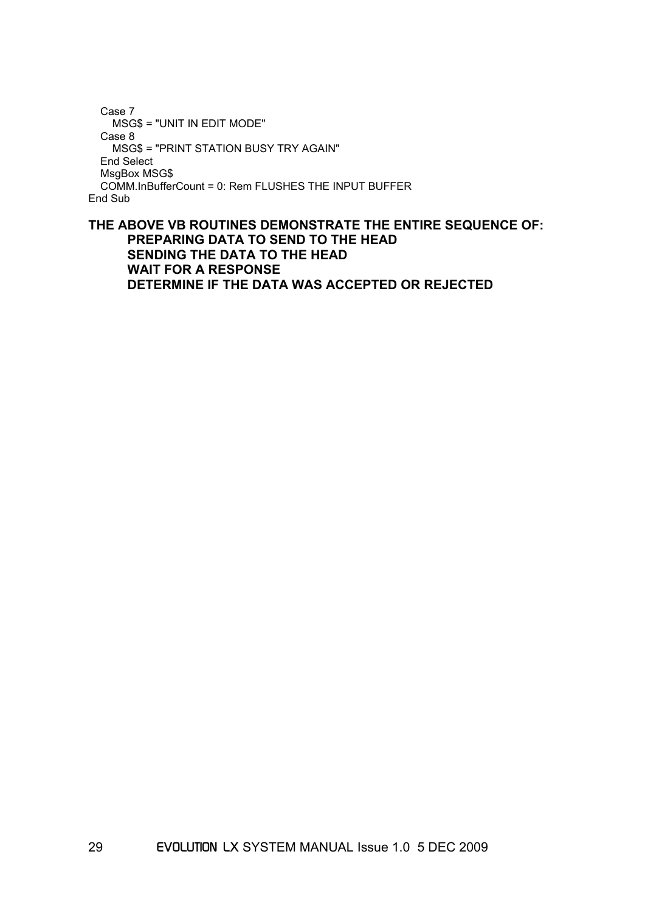```
   Case 7
      MSG$ = "UNIT IN EDIT MODE"
   Case 8
      MSG$ = "PRINT STATION BUSY TRY AGAIN"
   End Select
   MsgBox MSG$
   COMM.InBufferCount = 0: Rem FLUSHES THE INPUT BUFFER
End Sub
```

**THE ABOVE VB ROUTINES DEMONSTRATE THE ENTIRE SEQUENCE OF:**

- **PREPARING DATA TO SEND TO THE HEAD**
- **SENDING THE DATA TO THE HEAD**
- **WAIT FOR A RESPONSE**
- **DETERMINE IF THE DATA WAS ACCEPTED OR REJECTED**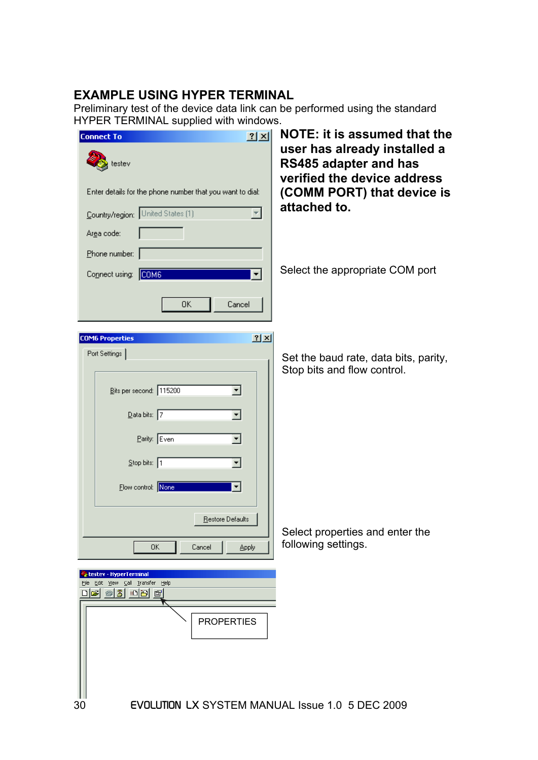## EXAMPLE USING HYPER TERMINAL

Preliminary test of the device data link can be performed using the standard HYPER TERMINAL supplied with windows.

**NOTE: it is assumed that the user has already installed a RS485 adapter and has verified the device address (COMM PORT) that device is attached to.**

Connect To

testev

Enter details for the phone number that you want to dial:

Country/region: United States (1)

Area code:

Phone number:

Connect using: COM6

OK Cancel

Select the appropriate COM port

COM6 Properties

Port Settings

Bits per second: 115200

Data bits: 7

Parity: Even

Stop bits: 1

Flow control: None

Restore Defaults

OK Cancel Apply

Set the baud rate, data bits, parity, Stop bits and flow control.

testev - HyperTerminal

File Edit View Call Transfer Help

PROPERTIES

Select properties and enter the following settings.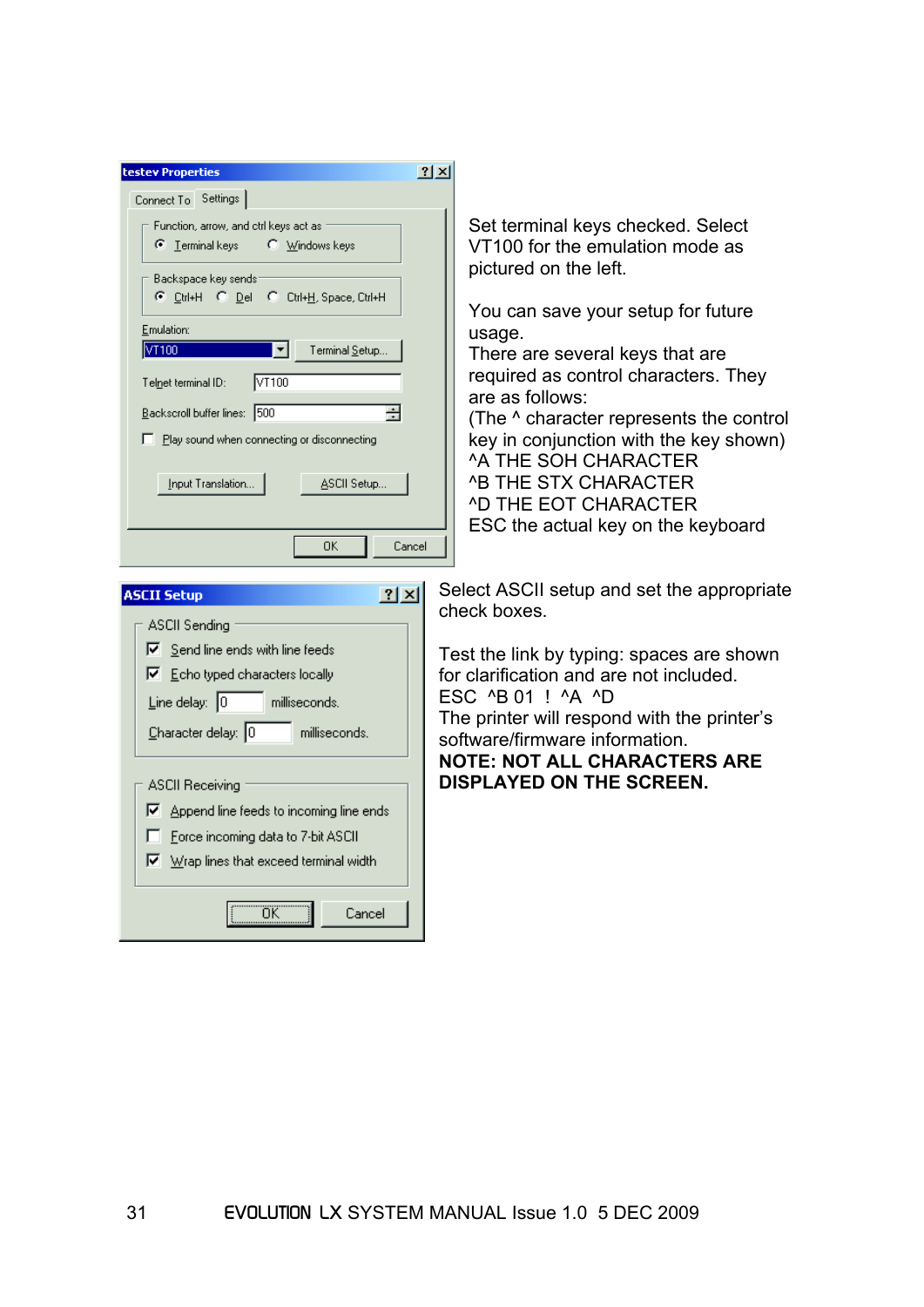Set terminal keys checked. Select VT100 for the emulation mode as pictured on the left.

You can save your setup for future usage.
There are several keys that are required as control characters. They are as follows:
(The ^ character represents the control key in conjunction with the key shown)
^A THE SOH CHARACTER
^B THE STX CHARACTER
^D THE EOT CHARACTER
ESC the actual key on the keyboard

Select ASCII setup and set the appropriate check boxes.

Test the link by typing: spaces are shown for clarification and are not included.
ESC ^B 01 ! ^A ^D
The printer will respond with the printer's software/firmware information.
**NOTE: NOT ALL CHARACTERS ARE DISPLAYED ON THE SCREEN.**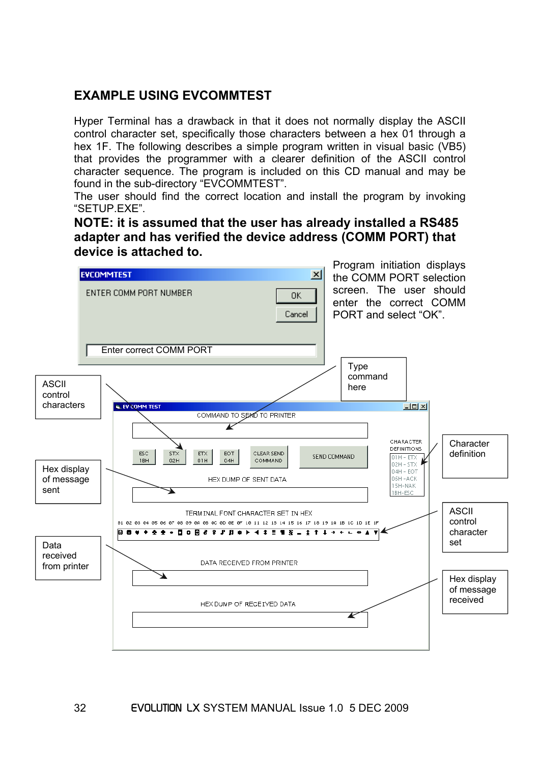## EXAMPLE USING EVCOMMTEST

Hyper Terminal has a drawback in that it does not normally display the ASCII control character set, specifically those characters between a hex 01 through a hex 1F. The following describes a simple program written in visual basic (VB5) that provides the programmer with a clearer definition of the ASCII control character sequence. The program is included on this CD manual and may be found in the sub-directory "EVCOMMTEST".
The user should find the correct location and install the program by invoking "SETUP.EXE".

**NOTE: it is assumed that the user has already installed a RS485 adapter and has verified the device address (COMM PORT) that device is attached to.**

EVCOMMTEST

ENTER COMM PORT NUMBER

OK

Cancel

Enter correct COMM PORT

Program initiation displays the COMM PORT selection screen. The user should enter the correct COMM PORT and select "OK".

Type command here

ASCII control characters

EV COMM TEST

COMMAND TO SEND TO PRINTER

ESC 1BH | STX 02H | ETX 01H | EOT 04H | CLEAR SEND COMMAND | SEND COMMAND

CHARACTER DEFINITIONS
01H - ETX
02H - STX
04H - EOT
06H - ACK
15H - NAK
1BH - ESC

Character definition

Hex display of message sent

HEX DUMP OF SENT DATA

TERMINAL FONT CHARACTER SET IN HEX

01 02 03 04 05 06 07 08 09 0A 0B 0C 0D 0E 0F 10 11 12 13 14 15 16 17 18 19 1A 1B 1C 1D 1E 1F

ASCII control character set

Data received from printer

DATA RECEIVED FROM PRINTER

HEX DUMP OF RECEIVED DATA

Hex display of message received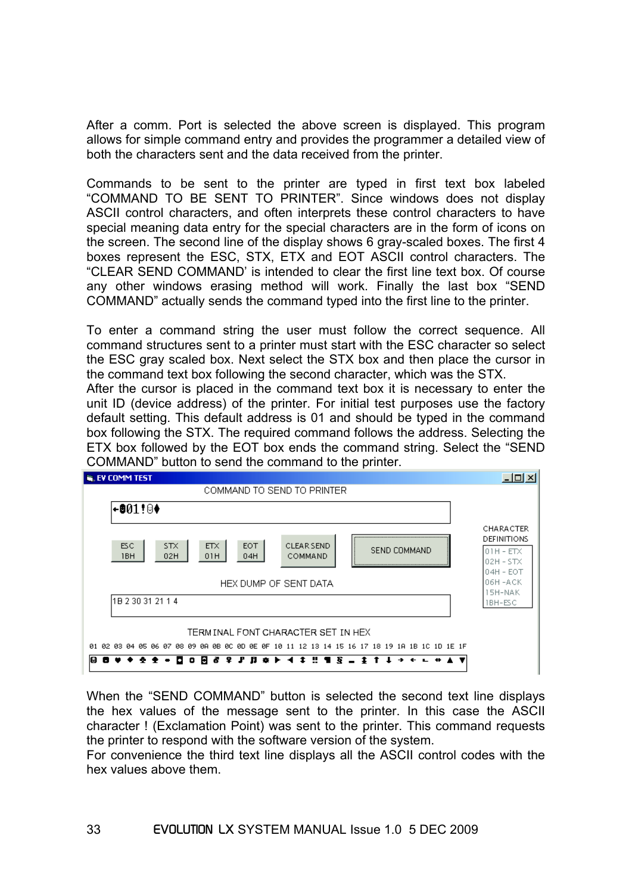After a comm. Port is selected the above screen is displayed. This program allows for simple command entry and provides the programmer a detailed view of both the characters sent and the data received from the printer.

Commands to be sent to the printer are typed in first text box labeled "COMMAND TO BE SENT TO PRINTER". Since windows does not display ASCII control characters, and often interprets these control characters to have special meaning data entry for the special characters are in the form of icons on the screen. The second line of the display shows 6 gray-scaled boxes. The first 4 boxes represent the ESC, STX, ETX and EOT ASCII control characters. The "CLEAR SEND COMMAND' is intended to clear the first line text box. Of course any other windows erasing method will work. Finally the last box "SEND COMMAND" actually sends the command typed into the first line to the printer.

To enter a command string the user must follow the correct sequence. All command structures sent to a printer must start with the ESC character so select the ESC gray scaled box. Next select the STX box and then place the cursor in the command text box following the second character, which was the STX.
After the cursor is placed in the command text box it is necessary to enter the unit ID (device address) of the printer. For initial test purposes use the factory default setting. This default address is 01 and should be typed in the command box following the STX. The required command follows the address. Selecting the ETX box followed by the EOT box ends the command string. Select the "SEND COMMAND" button to send the command to the printer.

EV COMM TEST

COMMAND TO SEND TO PRINTER

←☻01!☺♦

| ESC 1BH | STX 02H | ETX 01H | EOT 04H | CLEAR SEND COMMAND | SEND COMMAND |
|---|---|---|---|---|---|

CHARACTER DEFINITIONS
01H - ETX
02H - STX
04H - EOT
06H - ACK
15H - NAK
1BH - ESC

HEX DUMP OF SENT DATA

1B 2 30 31 21 1 4

TERMINAL FONT CHARACTER SET IN HEX

01 02 03 04 05 06 07 08 09 0A 0B 0C 0D 0E 0F 10 11 12 13 14 15 16 17 18 19 1A 1B 1C 1D 1E 1F

When the "SEND COMMAND" button is selected the second text line displays the hex values of the message sent to the printer. In this case the ASCII character ! (Exclamation Point) was sent to the printer. This command requests the printer to respond with the software version of the system.
For convenience the third text line displays all the ASCII control codes with the hex values above them.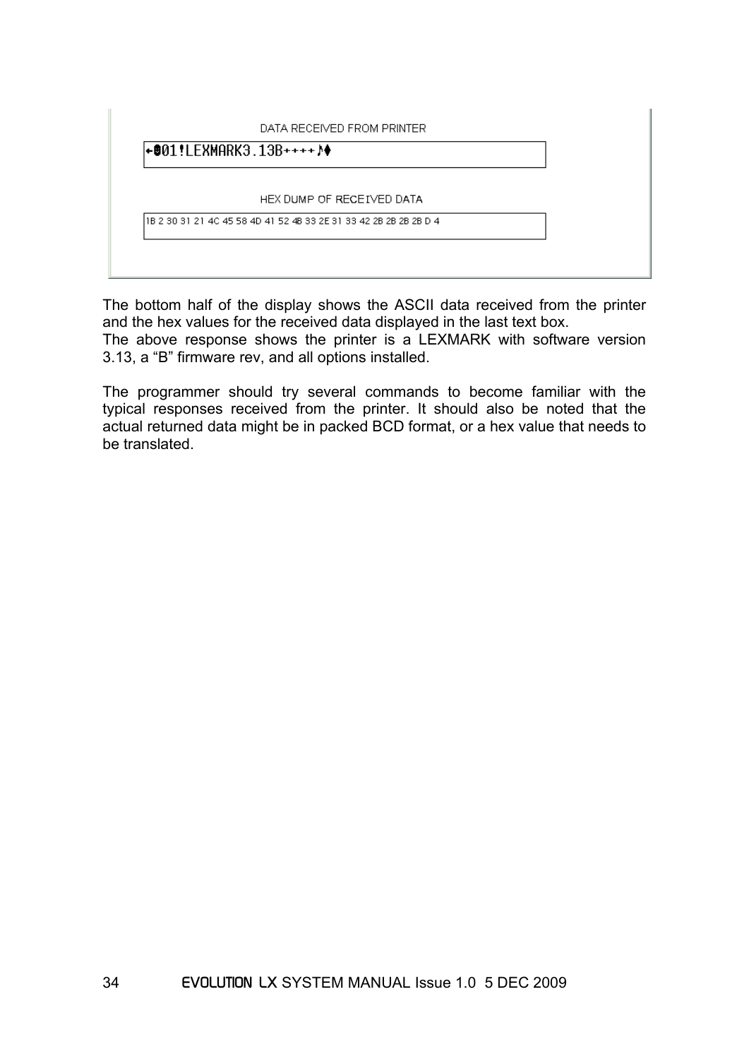DATA RECEIVED FROM PRINTER

```
←☻01!LEXMARK3.13B++++♪♦
```

HEX DUMP OF RECEIVED DATA

```
1B 2 30 31 21 4C 45 58 4D 41 52 4B 33 2E 31 33 42 2B 2B 2B 2B D 4
```

The bottom half of the display shows the ASCII data received from the printer and the hex values for the received data displayed in the last text box.
The above response shows the printer is a LEXMARK with software version 3.13, a “B” firmware rev, and all options installed.

The programmer should try several commands to become familiar with the typical responses received from the printer. It should also be noted that the actual returned data might be in packed BCD format, or a hex value that needs to be translated.